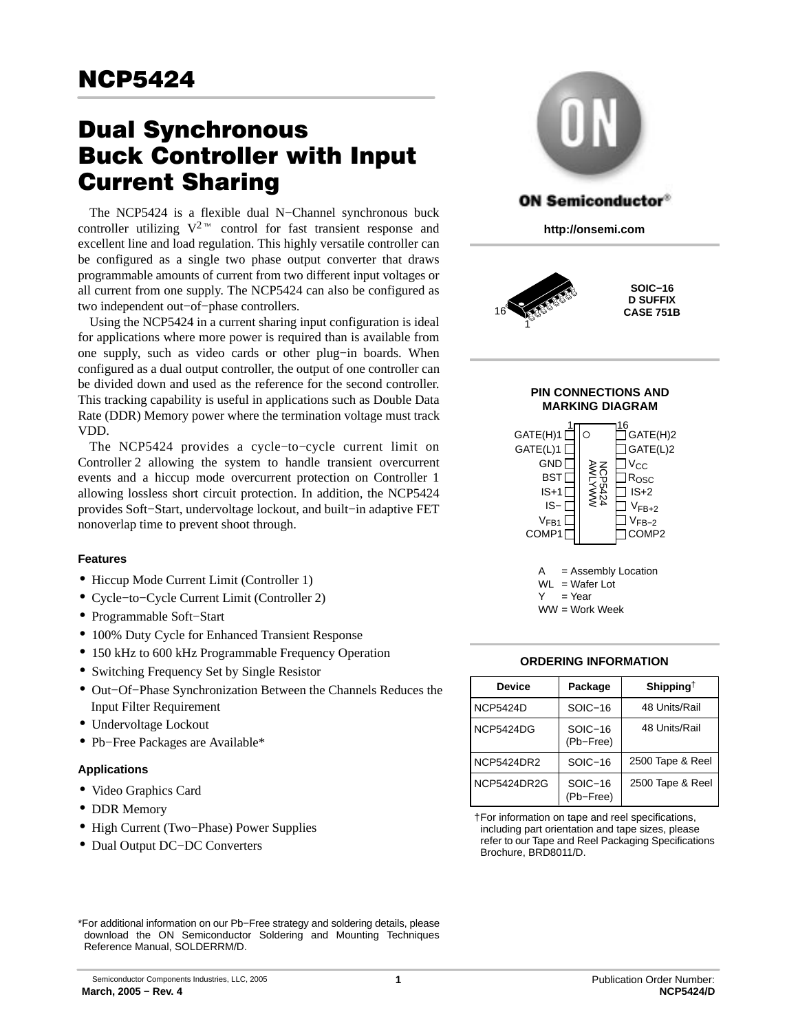# NCP5424

## Dual Synchronous Buck Controller with Input Current Sharing

The NCP5424 is a flexible dual N−Channel synchronous buck controller utilizing $V^{2}$™ control for fast transient response and excellent line and load regulation. This highly versatile controller can be configured as a single two phase output converter that draws programmable amounts of current from two different input voltages or all current from one supply. The NCP5424 can also be configured as two independent out−of−phase controllers.

Using the NCP5424 in a current sharing input configuration is ideal for applications where more power is required than is available from one supply, such as video cards or other plug−in boards. When configured as a dual output controller, the output of one controller can be divided down and used as the reference for the second controller. This tracking capability is useful in applications such as Double Data Rate (DDR) Memory power where the termination voltage must track VDD.

The NCP5424 provides a cycle−to−cycle current limit on Controller 2 allowing the system to handle transient overcurrent events and a hiccup mode overcurrent protection on Controller 1 allowing lossless short circuit protection. In addition, the NCP5424 provides Soft−Start, undervoltage lockout, and built−in adaptive FET nonoverlap time to prevent shoot through.

### Features

- Hiccup Mode Current Limit (Controller 1)
- Cycle−to−Cycle Current Limit (Controller 2)
- Programmable Soft−Start
- 100% Duty Cycle for Enhanced Transient Response
- 150 kHz to 600 kHz Programmable Frequency Operation
- Switching Frequency Set by Single Resistor
- Out−Of−Phase Synchronization Between the Channels Reduces the Input Filter Requirement
- Undervoltage Lockout
- Pb−Free Packages are Available*

### Applications

- Video Graphics Card
- DDR Memory
- High Current (Two−Phase) Power Supplies
- Dual Output DC−DC Converters

*For additional information on our Pb−Free strategy and soldering details, please download the ON Semiconductor Soldering and Mounting Techniques Reference Manual, SOLDERRM/D.

ON Semiconductor®

http://onsemi.com

SOIC−16
D SUFFIX
CASE 751B

### PIN CONNECTIONS AND MARKING DIAGRAM

| Pin | Name | Pin | Name |
|---|---|---|---|
| 1 | GATE(H)1 | 16 | GATE(H)2 |
| 2 | GATE(L)1 | 15 | GATE(L)2 |
| 3 | GND | 14 | $V_{CC}$ |
| 4 | BST | 13 | $R_{OSC}$ |
| 5 | IS+1 | 12 | IS+2 |
| 6 | IS− | 11 | $V_{FB+2}$ |
| 7 | $V_{FB1}$ | 10 | $V_{FB-2}$ |
| 8 | COMP1 | 9 | COMP2 |

Marking: NCP5424 AWLYWW

A = Assembly Location
WL = Wafer Lot
Y = Year
WW = Work Week

### ORDERING INFORMATION

| Device | Package | Shipping† |
|---|---|---|
| NCP5424D | SOIC−16 | 48 Units/Rail |
| NCP5424DG | SOIC−16 (Pb−Free) | 48 Units/Rail |
| NCP5424DR2 | SOIC−16 | 2500 Tape & Reel |
| NCP5424DR2G | SOIC−16 (Pb−Free) | 2500 Tape & Reel |

†For information on tape and reel specifications, including part orientation and tape sizes, please refer to our Tape and Reel Packaging Specifications Brochure, BRD8011/D.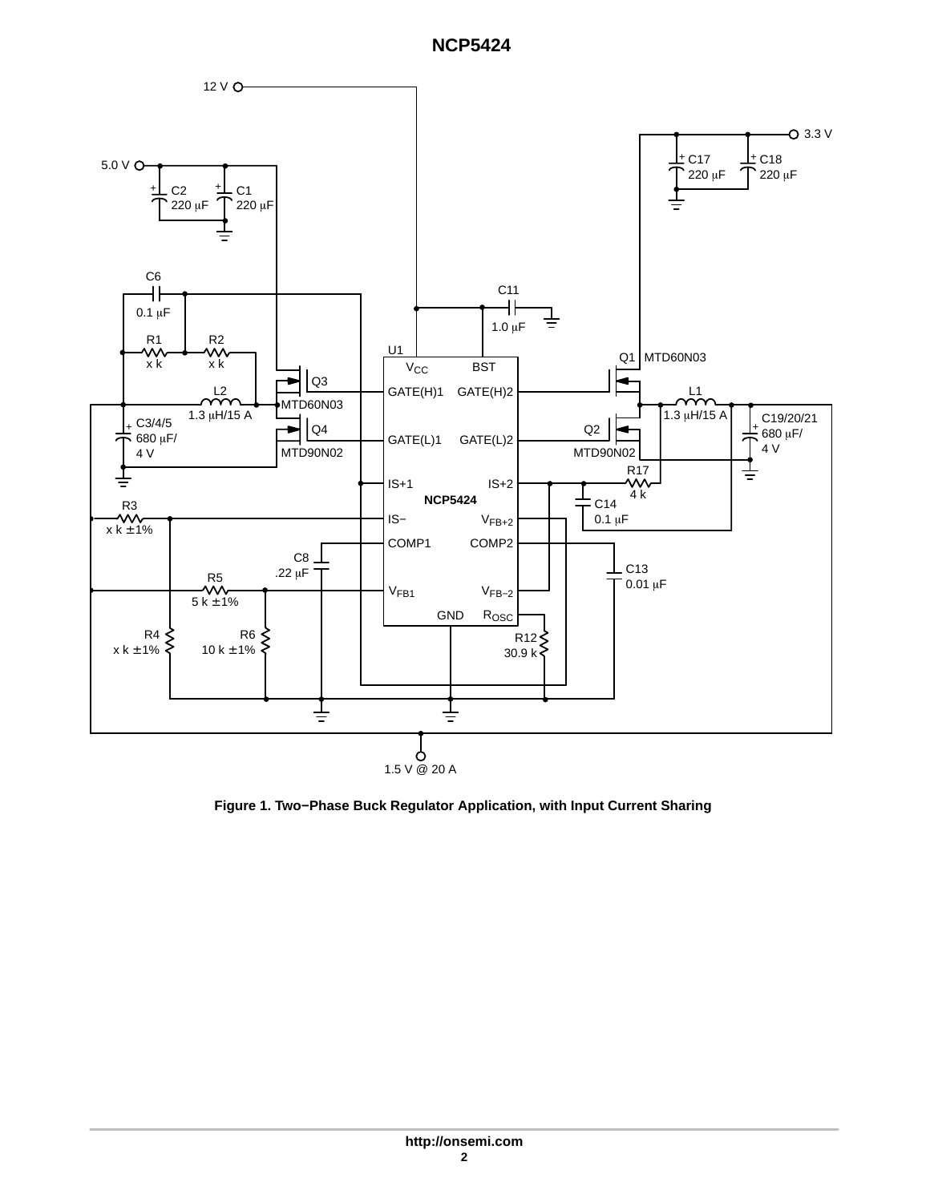Figure 1. Two−Phase Buck Regulator Application, with Input Current Sharing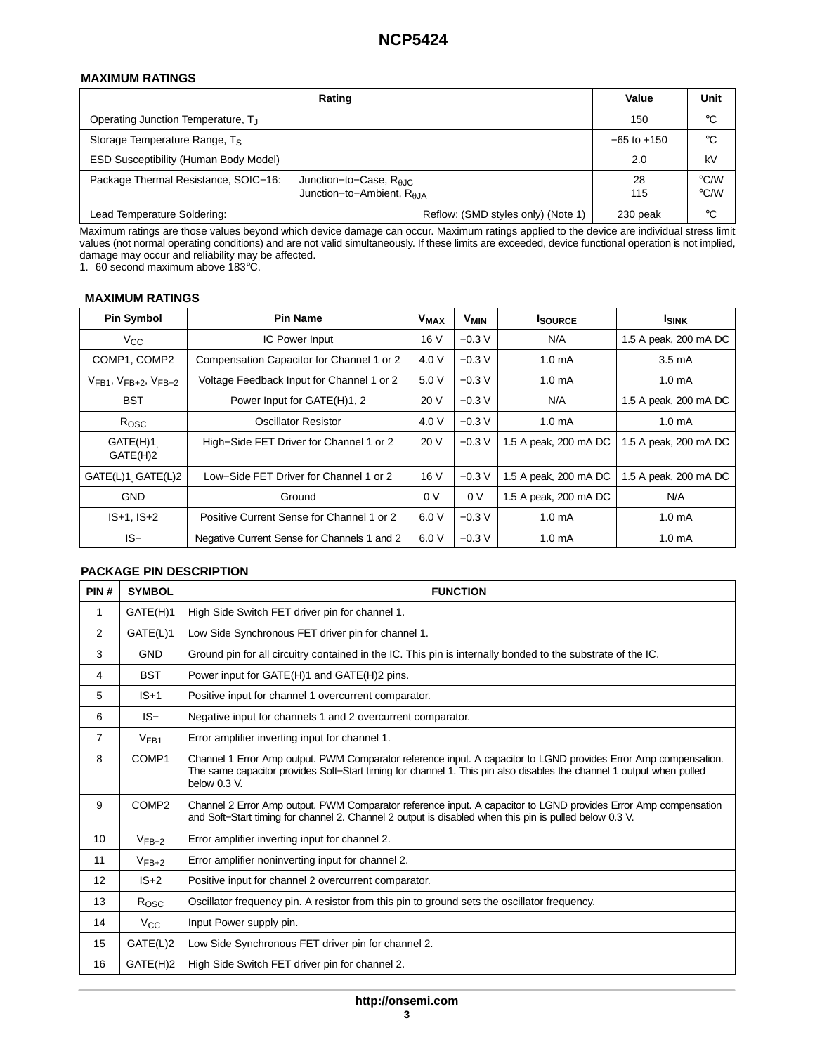## MAXIMUM RATINGS

| Rating | Value | Unit |
|---|---|---|
| Operating Junction Temperature, $T_J$ | 150 | °C |
| Storage Temperature Range, $T_S$ | −65 to +150 | °C |
| ESD Susceptibility (Human Body Model) | 2.0 | kV |
| Package Thermal Resistance, SOIC−16: Junction−to−Case, $R_{\theta JC}$<br>Junction−to−Ambient, $R_{\theta JA}$ | 28<br>115 | °C/W<br>°C/W |
| Lead Temperature Soldering: Reflow: (SMD styles only) (Note 1) | 230 peak | °C |

Maximum ratings are those values beyond which device damage can occur. Maximum ratings applied to the device are individual stress limit values (not normal operating conditions) and are not valid simultaneously. If these limits are exceeded, device functional operation is not implied, damage may occur and reliability may be affected.

1. 60 second maximum above 183°C.

## MAXIMUM RATINGS

| Pin Symbol | Pin Name | $V_{MAX}$ | $V_{MIN}$ | $I_{SOURCE}$ | $I_{SINK}$ |
|---|---|---|---|---|---|
| $V_{CC}$ | IC Power Input | 16 V | −0.3 V | N/A | 1.5 A peak, 200 mA DC |
| COMP1, COMP2 | Compensation Capacitor for Channel 1 or 2 | 4.0 V | −0.3 V | 1.0 mA | 3.5 mA |
| $V_{FB1}$, $V_{FB+2}$, $V_{FB-2}$ | Voltage Feedback Input for Channel 1 or 2 | 5.0 V | −0.3 V | 1.0 mA | 1.0 mA |
| BST | Power Input for GATE(H)1, 2 | 20 V | −0.3 V | N/A | 1.5 A peak, 200 mA DC |
| $R_{OSC}$ | Oscillator Resistor | 4.0 V | −0.3 V | 1.0 mA | 1.0 mA |
| GATE(H)1, GATE(H)2 | High−Side FET Driver for Channel 1 or 2 | 20 V | −0.3 V | 1.5 A peak, 200 mA DC | 1.5 A peak, 200 mA DC |
| GATE(L)1, GATE(L)2 | Low−Side FET Driver for Channel 1 or 2 | 16 V | −0.3 V | 1.5 A peak, 200 mA DC | 1.5 A peak, 200 mA DC |
| GND | Ground | 0 V | 0 V | 1.5 A peak, 200 mA DC | N/A |
| IS+1, IS+2 | Positive Current Sense for Channel 1 or 2 | 6.0 V | −0.3 V | 1.0 mA | 1.0 mA |
| IS− | Negative Current Sense for Channels 1 and 2 | 6.0 V | −0.3 V | 1.0 mA | 1.0 mA |

## PACKAGE PIN DESCRIPTION

| PIN # | SYMBOL | FUNCTION |
|---|---|---|
| 1 | GATE(H)1 | High Side Switch FET driver pin for channel 1. |
| 2 | GATE(L)1 | Low Side Synchronous FET driver pin for channel 1. |
| 3 | GND | Ground pin for all circuitry contained in the IC. This pin is internally bonded to the substrate of the IC. |
| 4 | BST | Power input for GATE(H)1 and GATE(H)2 pins. |
| 5 | IS+1 | Positive input for channel 1 overcurrent comparator. |
| 6 | IS− | Negative input for channels 1 and 2 overcurrent comparator. |
| 7 | $V_{FB1}$ | Error amplifier inverting input for channel 1. |
| 8 | COMP1 | Channel 1 Error Amp output. PWM Comparator reference input. A capacitor to LGND provides Error Amp compensation. The same capacitor provides Soft−Start timing for channel 1. This pin also disables the channel 1 output when pulled below 0.3 V. |
| 9 | COMP2 | Channel 2 Error Amp output. PWM Comparator reference input. A capacitor to LGND provides Error Amp compensation and Soft−Start timing for channel 2. Channel 2 output is disabled when this pin is pulled below 0.3 V. |
| 10 | $V_{FB-2}$ | Error amplifier inverting input for channel 2. |
| 11 | $V_{FB+2}$ | Error amplifier noninverting input for channel 2. |
| 12 | IS+2 | Positive input for channel 2 overcurrent comparator. |
| 13 | $R_{OSC}$ | Oscillator frequency pin. A resistor from this pin to ground sets the oscillator frequency. |
| 14 | $V_{CC}$ | Input Power supply pin. |
| 15 | GATE(L)2 | Low Side Synchronous FET driver pin for channel 2. |
| 16 | GATE(H)2 | High Side Switch FET driver pin for channel 2. |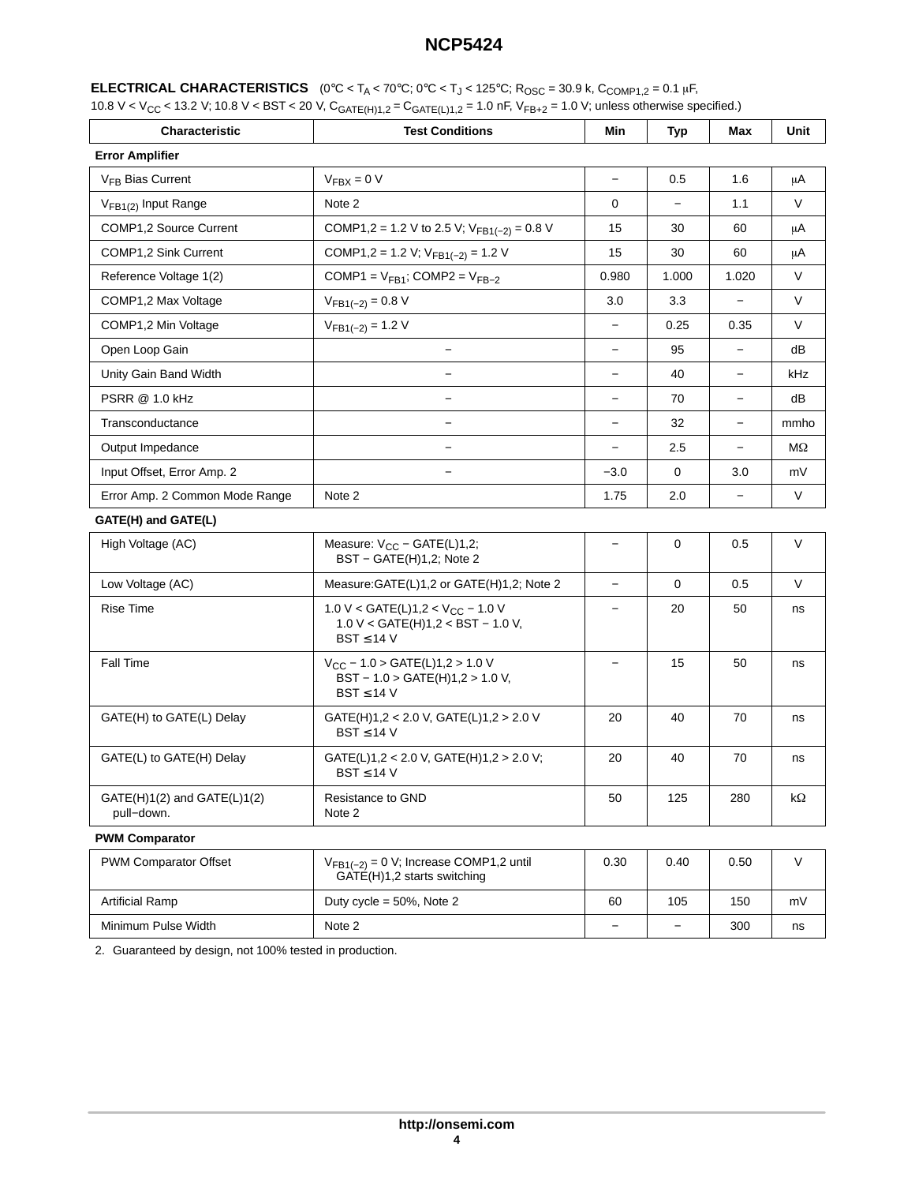**ELECTRICAL CHARACTERISTICS** (0°C < $T_A$ < 70°C; 0°C < $T_J$ < 125°C; $R_{OSC}$ = 30.9 k, $C_{COMP1,2}$ = 0.1 μF, 10.8 V < $V_{CC}$ < 13.2 V; 10.8 V < BST < 20 V, $C_{GATE(H)1,2}$ = $C_{GATE(L)1,2}$ = 1.0 nF, $V_{FB+2}$ = 1.0 V; unless otherwise specified.)

| Characteristic | Test Conditions | Min | Typ | Max | Unit |
|---|---|---|---|---|---|
| **Error Amplifier** | | | | | |
| $V_{FB}$ Bias Current | $V_{FBX}$ = 0 V | − | 0.5 | 1.6 | μA |
| $V_{FB1(2)}$ Input Range | Note 2 | 0 | − | 1.1 | V |
| COMP1,2 Source Current | COMP1,2 = 1.2 V to 2.5 V; $V_{FB1(−2)}$ = 0.8 V | 15 | 30 | 60 | μA |
| COMP1,2 Sink Current | COMP1,2 = 1.2 V; $V_{FB1(−2)}$ = 1.2 V | 15 | 30 | 60 | μA |
| Reference Voltage 1(2) | COMP1 = $V_{FB1}$; COMP2 = $V_{FB−2}$ | 0.980 | 1.000 | 1.020 | V |
| COMP1,2 Max Voltage | $V_{FB1(−2)}$ = 0.8 V | 3.0 | 3.3 | − | V |
| COMP1,2 Min Voltage | $V_{FB1(−2)}$ = 1.2 V | − | 0.25 | 0.35 | V |
| Open Loop Gain | − | − | 95 | − | dB |
| Unity Gain Band Width | − | − | 40 | − | kHz |
| PSRR @ 1.0 kHz | − | − | 70 | − | dB |
| Transconductance | − | − | 32 | − | mmho |
| Output Impedance | − | − | 2.5 | − | MΩ |
| Input Offset, Error Amp. 2 | − | −3.0 | 0 | 3.0 | mV |
| Error Amp. 2 Common Mode Range | Note 2 | 1.75 | 2.0 | − | V |
| **GATE(H) and GATE(L)** | | | | | |
| High Voltage (AC) | Measure: $V_{CC}$ − GATE(L)1,2; BST − GATE(H)1,2; Note 2 | − | 0 | 0.5 | V |
| Low Voltage (AC) | Measure:GATE(L)1,2 or GATE(H)1,2; Note 2 | − | 0 | 0.5 | V |
| Rise Time | 1.0 V < GATE(L)1,2 < $V_{CC}$ − 1.0 V; 1.0 V < GATE(H)1,2 < BST − 1.0 V, BST ≤ 14 V | − | 20 | 50 | ns |
| Fall Time | $V_{CC}$ − 1.0 > GATE(L)1,2 > 1.0 V; BST − 1.0 > GATE(H)1,2 > 1.0 V, BST ≤ 14 V | − | 15 | 50 | ns |
| GATE(H) to GATE(L) Delay | GATE(H)1,2 < 2.0 V, GATE(L)1,2 > 2.0 V; BST ≤ 14 V | 20 | 40 | 70 | ns |
| GATE(L) to GATE(H) Delay | GATE(L)1,2 < 2.0 V, GATE(H)1,2 > 2.0 V; BST ≤ 14 V | 20 | 40 | 70 | ns |
| GATE(H)1(2) and GATE(L)1(2) pull−down. | Resistance to GND; Note 2 | 50 | 125 | 280 | kΩ |
| **PWM Comparator** | | | | | |
| PWM Comparator Offset | $V_{FB1(−2)}$ = 0 V; Increase COMP1,2 until GATE(H)1,2 starts switching | 0.30 | 0.40 | 0.50 | V |
| Artificial Ramp | Duty cycle = 50%, Note 2 | 60 | 105 | 150 | mV |
| Minimum Pulse Width | Note 2 | − | − | 300 | ns |

2. Guaranteed by design, not 100% tested in production.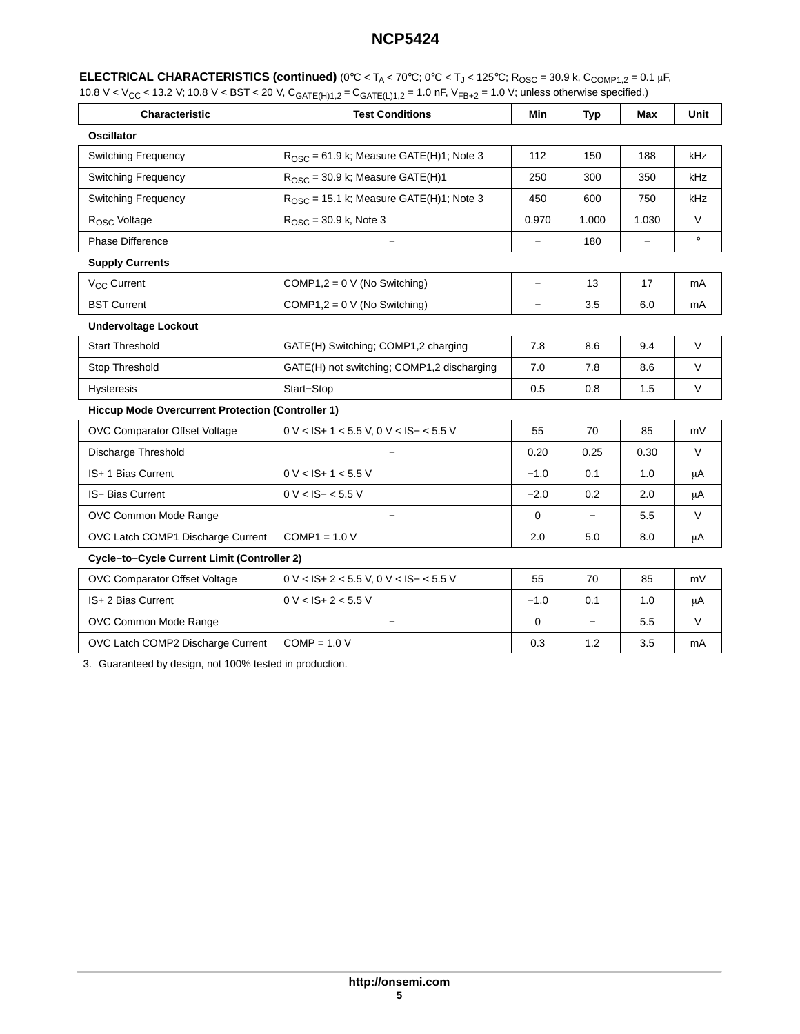**ELECTRICAL CHARACTERISTICS (continued)** (0°C < $T_A$ < 70°C; 0°C < $T_J$ < 125°C; $R_{OSC}$ = 30.9 k, $C_{COMP1,2}$ = 0.1 μF, 10.8 V < $V_{CC}$ < 13.2 V; 10.8 V < BST < 20 V, $C_{GATE(H)1,2}$ = $C_{GATE(L)1,2}$ = 1.0 nF, $V_{FB+2}$ = 1.0 V; unless otherwise specified.)

| Characteristic | Test Conditions | Min | Typ | Max | Unit |
|---|---|---|---|---|---|
| **Oscillator** | | | | | |
| Switching Frequency | $R_{OSC}$ = 61.9 k; Measure GATE(H)1; Note 3 | 112 | 150 | 188 | kHz |
| Switching Frequency | $R_{OSC}$ = 30.9 k; Measure GATE(H)1 | 250 | 300 | 350 | kHz |
| Switching Frequency | $R_{OSC}$ = 15.1 k; Measure GATE(H)1; Note 3 | 450 | 600 | 750 | kHz |
| $R_{OSC}$ Voltage | $R_{OSC}$ = 30.9 k, Note 3 | 0.970 | 1.000 | 1.030 | V |
| Phase Difference | − | − | 180 | − | ° |
| **Supply Currents** | | | | | |
| $V_{CC}$ Current | COMP1,2 = 0 V (No Switching) | − | 13 | 17 | mA |
| BST Current | COMP1,2 = 0 V (No Switching) | − | 3.5 | 6.0 | mA |
| **Undervoltage Lockout** | | | | | |
| Start Threshold | GATE(H) Switching; COMP1,2 charging | 7.8 | 8.6 | 9.4 | V |
| Stop Threshold | GATE(H) not switching; COMP1,2 discharging | 7.0 | 7.8 | 8.6 | V |
| Hysteresis | Start−Stop | 0.5 | 0.8 | 1.5 | V |
| **Hiccup Mode Overcurrent Protection (Controller 1)** | | | | | |
| OVC Comparator Offset Voltage | 0 V < IS+ 1 < 5.5 V, 0 V < IS− < 5.5 V | 55 | 70 | 85 | mV |
| Discharge Threshold | − | 0.20 | 0.25 | 0.30 | V |
| IS+ 1 Bias Current | 0 V < IS+ 1 < 5.5 V | −1.0 | 0.1 | 1.0 | μA |
| IS− Bias Current | 0 V < IS− < 5.5 V | −2.0 | 0.2 | 2.0 | μA |
| OVC Common Mode Range | − | 0 | − | 5.5 | V |
| OVC Latch COMP1 Discharge Current | COMP1 = 1.0 V | 2.0 | 5.0 | 8.0 | μA |
| **Cycle−to−Cycle Current Limit (Controller 2)** | | | | | |
| OVC Comparator Offset Voltage | 0 V < IS+ 2 < 5.5 V, 0 V < IS− < 5.5 V | 55 | 70 | 85 | mV |
| IS+ 2 Bias Current | 0 V < IS+ 2 < 5.5 V | −1.0 | 0.1 | 1.0 | μA |
| OVC Common Mode Range | − | 0 | − | 5.5 | V |
| OVC Latch COMP2 Discharge Current | COMP = 1.0 V | 0.3 | 1.2 | 3.5 | mA |

3. Guaranteed by design, not 100% tested in production.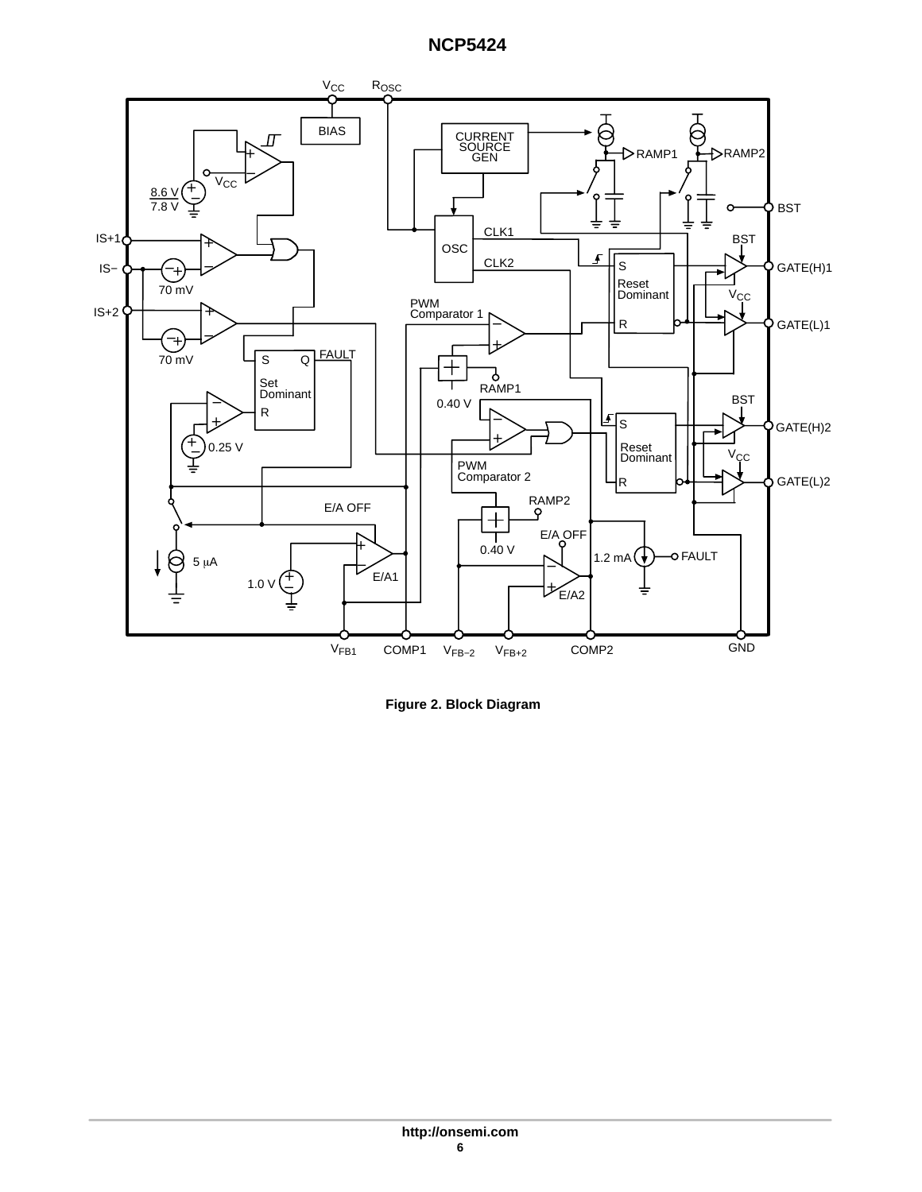Figure 2. Block Diagram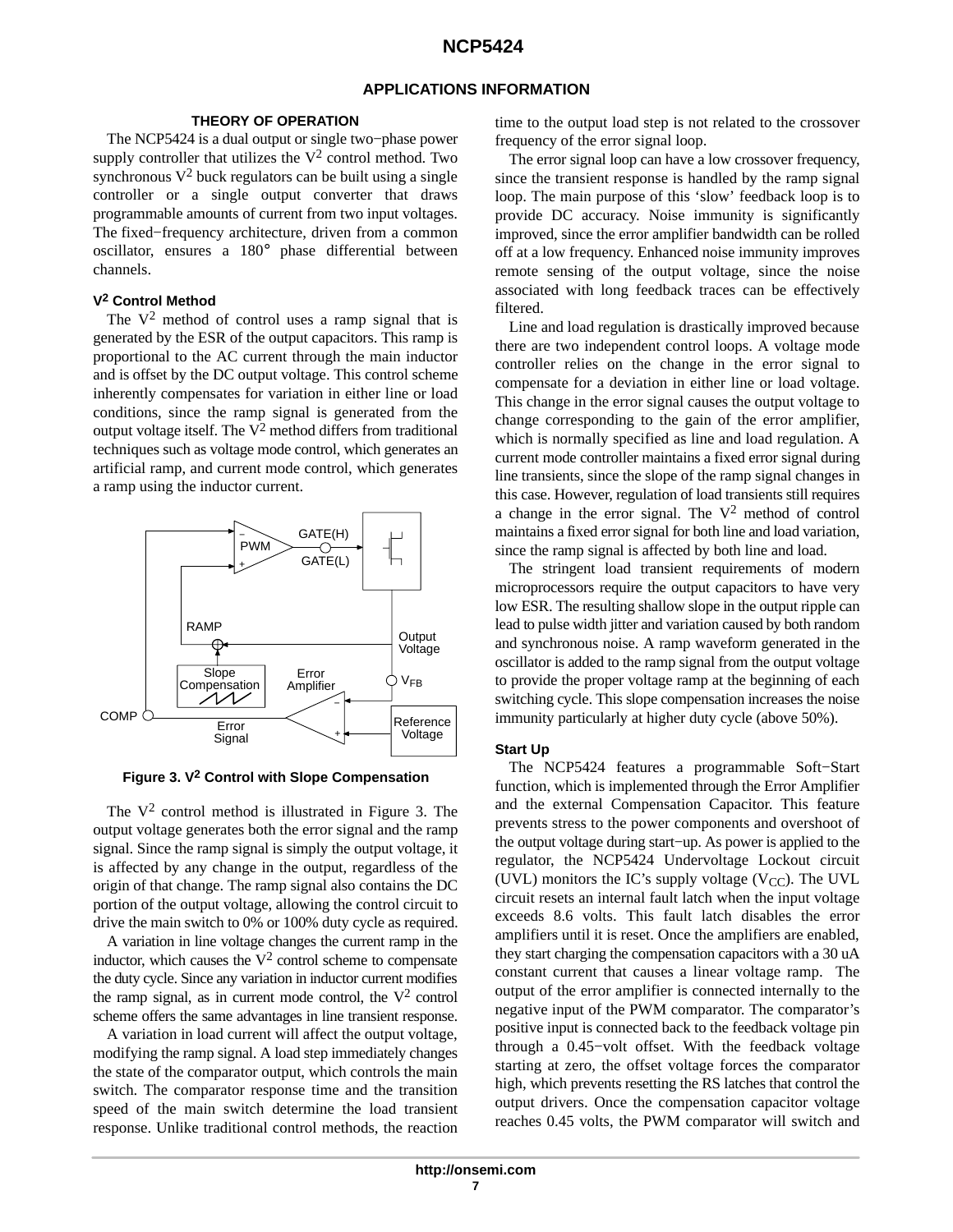## APPLICATIONS INFORMATION

### THEORY OF OPERATION

The NCP5424 is a dual output or single two−phase power supply controller that utilizes the $V^2$ control method. Two synchronous $V^2$ buck regulators can be built using a single controller or a single output converter that draws programmable amounts of current from two input voltages. The fixed−frequency architecture, driven from a common oscillator, ensures a 180° phase differential between channels.

#### $V^2$ Control Method

The $V^2$ method of control uses a ramp signal that is generated by the ESR of the output capacitors. This ramp is proportional to the AC current through the main inductor and is offset by the DC output voltage. This control scheme inherently compensates for variation in either line or load conditions, since the ramp signal is generated from the output voltage itself. The $V^2$ method differs from traditional techniques such as voltage mode control, which generates an artificial ramp, and current mode control, which generates a ramp using the inductor current.

GATE(H)
PWM
GATE(L)
RAMP
Output Voltage
Slope Compensation
Error Amplifier
$V_{FB}$
COMP
Error Signal
Reference Voltage

**Figure 3. $V^2$ Control with Slope Compensation**

The $V^2$ control method is illustrated in Figure 3. The output voltage generates both the error signal and the ramp signal. Since the ramp signal is simply the output voltage, it is affected by any change in the output, regardless of the origin of that change. The ramp signal also contains the DC portion of the output voltage, allowing the control circuit to drive the main switch to 0% or 100% duty cycle as required.

A variation in line voltage changes the current ramp in the inductor, which causes the $V^2$ control scheme to compensate the duty cycle. Since any variation in inductor current modifies the ramp signal, as in current mode control, the $V^2$ control scheme offers the same advantages in line transient response.

A variation in load current will affect the output voltage, modifying the ramp signal. A load step immediately changes the state of the comparator output, which controls the main switch. The comparator response time and the transition speed of the main switch determine the load transient response. Unlike traditional control methods, the reaction time to the output load step is not related to the crossover frequency of the error signal loop.

The error signal loop can have a low crossover frequency, since the transient response is handled by the ramp signal loop. The main purpose of this 'slow' feedback loop is to provide DC accuracy. Noise immunity is significantly improved, since the error amplifier bandwidth can be rolled off at a low frequency. Enhanced noise immunity improves remote sensing of the output voltage, since the noise associated with long feedback traces can be effectively filtered.

Line and load regulation is drastically improved because there are two independent control loops. A voltage mode controller relies on the change in the error signal to compensate for a deviation in either line or load voltage. This change in the error signal causes the output voltage to change corresponding to the gain of the error amplifier, which is normally specified as line and load regulation. A current mode controller maintains a fixed error signal during line transients, since the slope of the ramp signal changes in this case. However, regulation of load transients still requires a change in the error signal. The $V^2$ method of control maintains a fixed error signal for both line and load variation, since the ramp signal is affected by both line and load.

The stringent load transient requirements of modern microprocessors require the output capacitors to have very low ESR. The resulting shallow slope in the output ripple can lead to pulse width jitter and variation caused by both random and synchronous noise. A ramp waveform generated in the oscillator is added to the ramp signal from the output voltage to provide the proper voltage ramp at the beginning of each switching cycle. This slope compensation increases the noise immunity particularly at higher duty cycle (above 50%).

#### Start Up

The NCP5424 features a programmable Soft−Start function, which is implemented through the Error Amplifier and the external Compensation Capacitor. This feature prevents stress to the power components and overshoot of the output voltage during start−up. As power is applied to the regulator, the NCP5424 Undervoltage Lockout circuit (UVL) monitors the IC's supply voltage ($V_{CC}$). The UVL circuit resets an internal fault latch when the input voltage exceeds 8.6 volts. This fault latch disables the error amplifiers until it is reset. Once the amplifiers are enabled, they start charging the compensation capacitors with a 30 uA constant current that causes a linear voltage ramp. The output of the error amplifier is connected internally to the negative input of the PWM comparator. The comparator's positive input is connected back to the feedback voltage pin through a 0.45−volt offset. With the feedback voltage starting at zero, the offset voltage forces the comparator high, which prevents resetting the RS latches that control the output drivers. Once the compensation capacitor voltage reaches 0.45 volts, the PWM comparator will switch and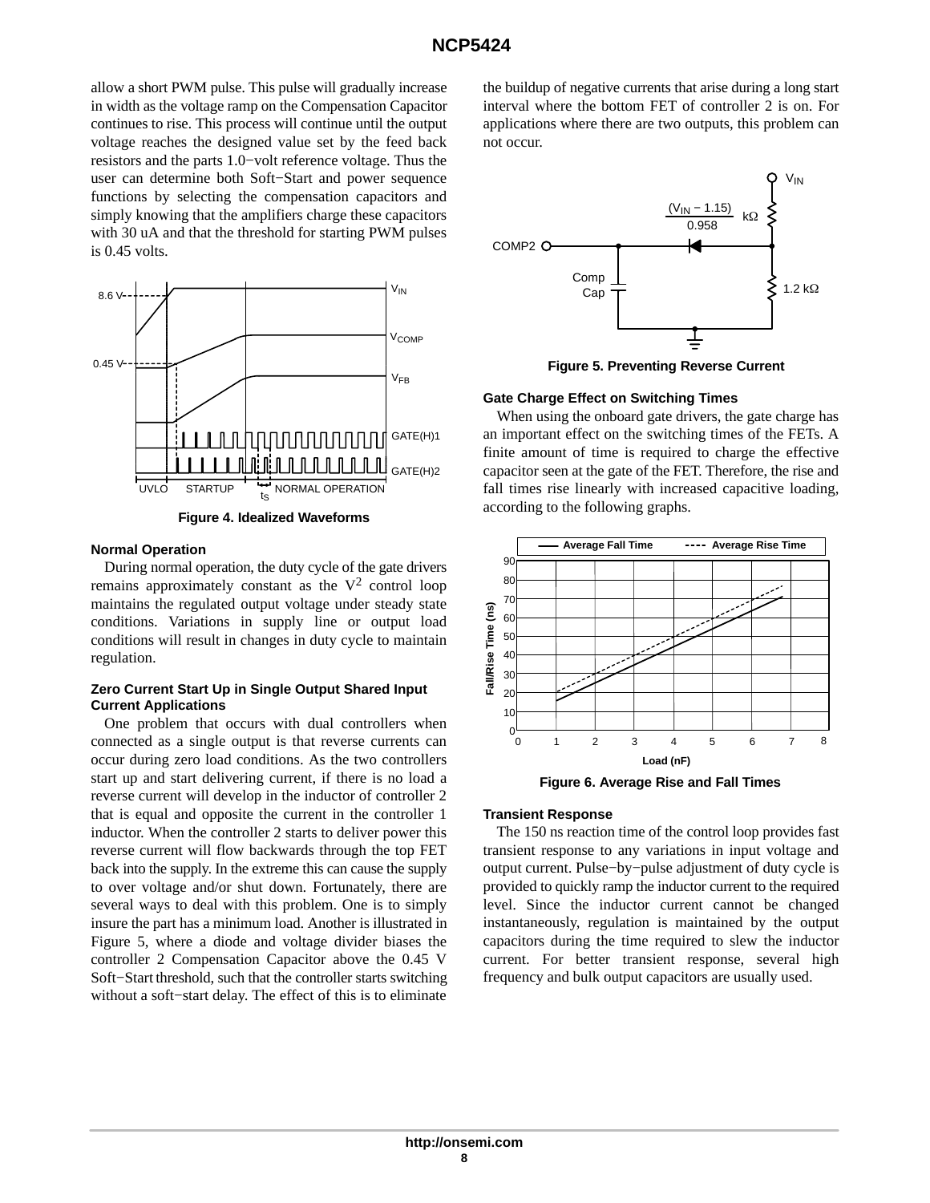allow a short PWM pulse. This pulse will gradually increase in width as the voltage ramp on the Compensation Capacitor continues to rise. This process will continue until the output voltage reaches the designed value set by the feed back resistors and the parts 1.0−volt reference voltage. Thus the user can determine both Soft−Start and power sequence functions by selecting the compensation capacitors and simply knowing that the amplifiers charge these capacitors with 30 uA and that the threshold for starting PWM pulses is 0.45 volts.

Figure 4. Idealized Waveforms

### Normal Operation

During normal operation, the duty cycle of the gate drivers remains approximately constant as the $V^2$ control loop maintains the regulated output voltage under steady state conditions. Variations in supply line or output load conditions will result in changes in duty cycle to maintain regulation.

### Zero Current Start Up in Single Output Shared Input Current Applications

One problem that occurs with dual controllers when connected as a single output is that reverse currents can occur during zero load conditions. As the two controllers start up and start delivering current, if there is no load a reverse current will develop in the inductor of controller 2 that is equal and opposite the current in the controller 1 inductor. When the controller 2 starts to deliver power this reverse current will flow backwards through the top FET back into the supply. In the extreme this can cause the supply to over voltage and/or shut down. Fortunately, there are several ways to deal with this problem. One is to simply insure the part has a minimum load. Another is illustrated in Figure 5, where a diode and voltage divider biases the controller 2 Compensation Capacitor above the 0.45 V Soft−Start threshold, such that the controller starts switching without a soft−start delay. The effect of this is to eliminate the buildup of negative currents that arise during a long start interval where the bottom FET of controller 2 is on. For applications where there are two outputs, this problem can not occur.

Figure 5. Preventing Reverse Current

### Gate Charge Effect on Switching Times

When using the onboard gate drivers, the gate charge has an important effect on the switching times of the FETs. A finite amount of time is required to charge the effective capacitor seen at the gate of the FET. Therefore, the rise and fall times rise linearly with increased capacitive loading, according to the following graphs.

Figure 6. Average Rise and Fall Times

### Transient Response

The 150 ns reaction time of the control loop provides fast transient response to any variations in input voltage and output current. Pulse−by−pulse adjustment of duty cycle is provided to quickly ramp the inductor current to the required level. Since the inductor current cannot be changed instantaneously, regulation is maintained by the output capacitors during the time required to slew the inductor current. For better transient response, several high frequency and bulk output capacitors are usually used.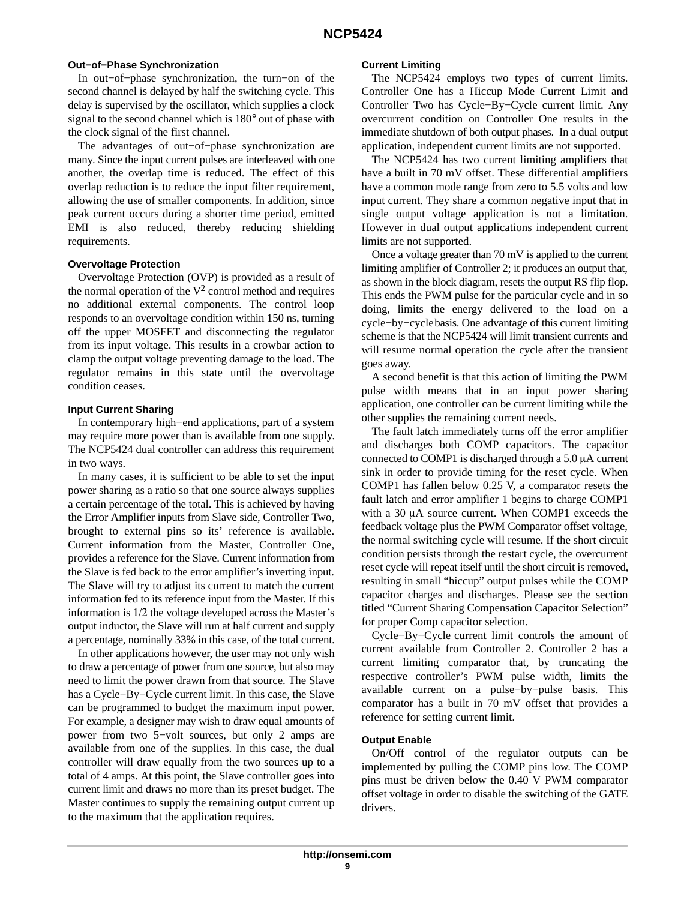### Out−of−Phase Synchronization

In out−of−phase synchronization, the turn−on of the second channel is delayed by half the switching cycle. This delay is supervised by the oscillator, which supplies a clock signal to the second channel which is 180° out of phase with the clock signal of the first channel.

The advantages of out−of−phase synchronization are many. Since the input current pulses are interleaved with one another, the overlap time is reduced. The effect of this overlap reduction is to reduce the input filter requirement, allowing the use of smaller components. In addition, since peak current occurs during a shorter time period, emitted EMI is also reduced, thereby reducing shielding requirements.

### Overvoltage Protection

Overvoltage Protection (OVP) is provided as a result of the normal operation of the $V^2$ control method and requires no additional external components. The control loop responds to an overvoltage condition within 150 ns, turning off the upper MOSFET and disconnecting the regulator from its input voltage. This results in a crowbar action to clamp the output voltage preventing damage to the load. The regulator remains in this state until the overvoltage condition ceases.

### Input Current Sharing

In contemporary high−end applications, part of a system may require more power than is available from one supply. The NCP5424 dual controller can address this requirement in two ways.

In many cases, it is sufficient to be able to set the input power sharing as a ratio so that one source always supplies a certain percentage of the total. This is achieved by having the Error Amplifier inputs from Slave side, Controller Two, brought to external pins so its' reference is available. Current information from the Master, Controller One, provides a reference for the Slave. Current information from the Slave is fed back to the error amplifier's inverting input. The Slave will try to adjust its current to match the current information fed to its reference input from the Master. If this information is 1/2 the voltage developed across the Master's output inductor, the Slave will run at half current and supply a percentage, nominally 33% in this case, of the total current.

In other applications however, the user may not only wish to draw a percentage of power from one source, but also may need to limit the power drawn from that source. The Slave has a Cycle−By−Cycle current limit. In this case, the Slave can be programmed to budget the maximum input power. For example, a designer may wish to draw equal amounts of power from two 5−volt sources, but only 2 amps are available from one of the supplies. In this case, the dual controller will draw equally from the two sources up to a total of 4 amps. At this point, the Slave controller goes into current limit and draws no more than its preset budget. The Master continues to supply the remaining output current up to the maximum that the application requires.

### Current Limiting

The NCP5424 employs two types of current limits. Controller One has a Hiccup Mode Current Limit and Controller Two has Cycle−By−Cycle current limit. Any overcurrent condition on Controller One results in the immediate shutdown of both output phases. In a dual output application, independent current limits are not supported.

The NCP5424 has two current limiting amplifiers that have a built in 70 mV offset. These differential amplifiers have a common mode range from zero to 5.5 volts and low input current. They share a common negative input that in single output voltage application is not a limitation. However in dual output applications independent current limits are not supported.

Once a voltage greater than 70 mV is applied to the current limiting amplifier of Controller 2; it produces an output that, as shown in the block diagram, resets the output RS flip flop. This ends the PWM pulse for the particular cycle and in so doing, limits the energy delivered to the load on a cycle−by−cycle basis. One advantage of this current limiting scheme is that the NCP5424 will limit transient currents and will resume normal operation the cycle after the transient goes away.

A second benefit is that this action of limiting the PWM pulse width means that in an input power sharing application, one controller can be current limiting while the other supplies the remaining current needs.

The fault latch immediately turns off the error amplifier and discharges both COMP capacitors. The capacitor connected to COMP1 is discharged through a 5.0 μA current sink in order to provide timing for the reset cycle. When COMP1 has fallen below 0.25 V, a comparator resets the fault latch and error amplifier 1 begins to charge COMP1 with a 30 μA source current. When COMP1 exceeds the feedback voltage plus the PWM Comparator offset voltage, the normal switching cycle will resume. If the short circuit condition persists through the restart cycle, the overcurrent reset cycle will repeat itself until the short circuit is removed, resulting in small "hiccup" output pulses while the COMP capacitor charges and discharges. Please see the section titled "Current Sharing Compensation Capacitor Selection" for proper Comp capacitor selection.

Cycle−By−Cycle current limit controls the amount of current available from Controller 2. Controller 2 has a current limiting comparator that, by truncating the respective controller's PWM pulse width, limits the available current on a pulse−by−pulse basis. This comparator has a built in 70 mV offset that provides a reference for setting current limit.

### Output Enable

On/Off control of the regulator outputs can be implemented by pulling the COMP pins low. The COMP pins must be driven below the 0.40 V PWM comparator offset voltage in order to disable the switching of the GATE drivers.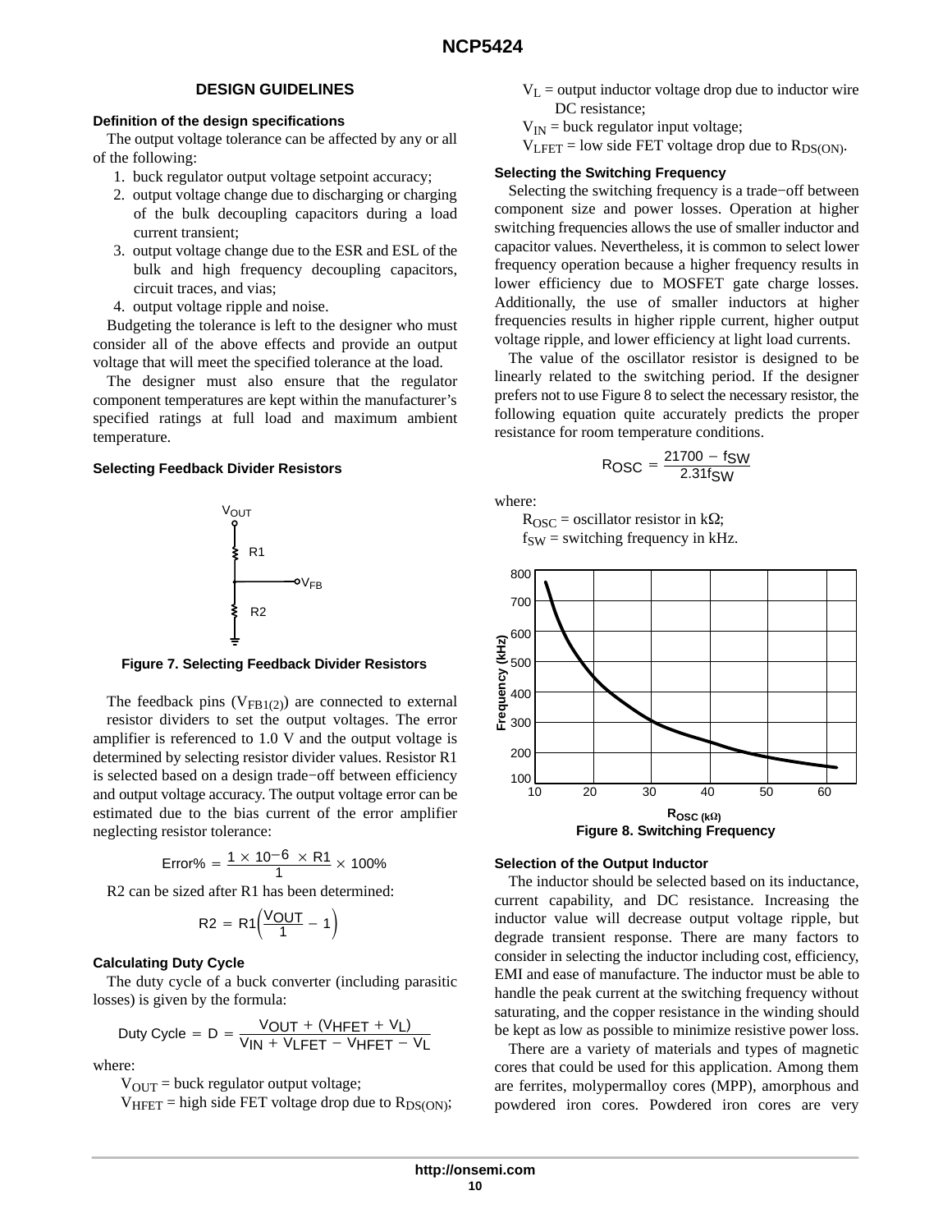## DESIGN GUIDELINES

### Definition of the design specifications

The output voltage tolerance can be affected by any or all of the following:

1. buck regulator output voltage setpoint accuracy;
2. output voltage change due to discharging or charging of the bulk decoupling capacitors during a load current transient;
3. output voltage change due to the ESR and ESL of the bulk and high frequency decoupling capacitors, circuit traces, and vias;
4. output voltage ripple and noise.

Budgeting the tolerance is left to the designer who must consider all of the above effects and provide an output voltage that will meet the specified tolerance at the load.

The designer must also ensure that the regulator component temperatures are kept within the manufacturer's specified ratings at full load and maximum ambient temperature.

### Selecting Feedback Divider Resistors

Figure 7. Selecting Feedback Divider Resistors

The feedback pins ($V_{FB1(2)}$) are connected to external resistor dividers to set the output voltages. The error amplifier is referenced to 1.0 V and the output voltage is determined by selecting resistor divider values. Resistor R1 is selected based on a design trade−off between efficiency and output voltage accuracy. The output voltage error can be estimated due to the bias current of the error amplifier neglecting resistor tolerance:

$$\text{Error\%} = \frac{1 \times 10^{-6} \times R1}{1} \times 100\%$$

R2 can be sized after R1 has been determined:

$$R2 = R1\left(\frac{V_{OUT}}{1} - 1\right)$$

### Calculating Duty Cycle

The duty cycle of a buck converter (including parasitic losses) is given by the formula:

$$\text{Duty Cycle} = D = \frac{V_{OUT} + (V_{HFET} + V_L)}{V_{IN} + V_{LFET} - V_{HFET} - V_L}$$

where:

$V_{OUT}$ = buck regulator output voltage;
$V_{HFET}$ = high side FET voltage drop due to $R_{DS(ON)}$;
$V_L$ = output inductor voltage drop due to inductor wire DC resistance;
$V_{IN}$ = buck regulator input voltage;
$V_{LFET}$ = low side FET voltage drop due to $R_{DS(ON)}$.

### Selecting the Switching Frequency

Selecting the switching frequency is a trade−off between component size and power losses. Operation at higher switching frequencies allows the use of smaller inductor and capacitor values. Nevertheless, it is common to select lower frequency operation because a higher frequency results in lower efficiency due to MOSFET gate charge losses. Additionally, the use of smaller inductors at higher frequencies results in higher ripple current, higher output voltage ripple, and lower efficiency at light load currents.

The value of the oscillator resistor is designed to be linearly related to the switching period. If the designer prefers not to use Figure 8 to select the necessary resistor, the following equation quite accurately predicts the proper resistance for room temperature conditions.

$$R_{OSC} = \frac{21700 - f_{SW}}{2.31 f_{SW}}$$

where:

$R_{OSC}$ = oscillator resistor in kΩ;
$f_{SW}$ = switching frequency in kHz.

Figure 8. Switching Frequency

### Selection of the Output Inductor

The inductor should be selected based on its inductance, current capability, and DC resistance. Increasing the inductor value will decrease output voltage ripple, but degrade transient response. There are many factors to consider in selecting the inductor including cost, efficiency, EMI and ease of manufacture. The inductor must be able to handle the peak current at the switching frequency without saturating, and the copper resistance in the winding should be kept as low as possible to minimize resistive power loss.

There are a variety of materials and types of magnetic cores that could be used for this application. Among them are ferrites, molypermalloy cores (MPP), amorphous and powdered iron cores. Powdered iron cores are very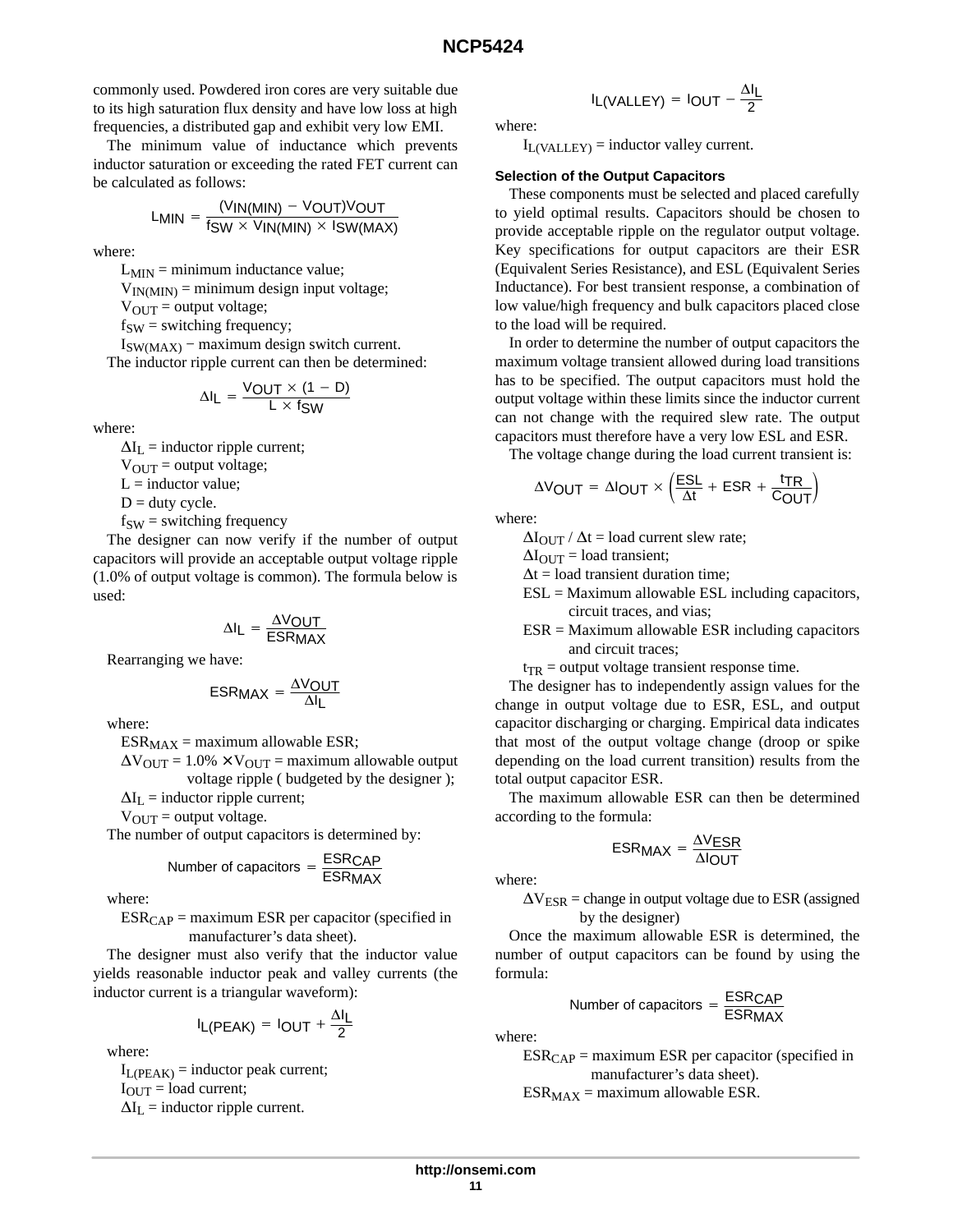commonly used. Powdered iron cores are very suitable due to its high saturation flux density and have low loss at high frequencies, a distributed gap and exhibit very low EMI.

The minimum value of inductance which prevents inductor saturation or exceeding the rated FET current can be calculated as follows:

$$L_{MIN} = \frac{(V_{IN(MIN)} - V_{OUT})V_{OUT}}{f_{SW} \times V_{IN(MIN)} \times I_{SW(MAX)}}$$

where:

$L_{MIN}$ = minimum inductance value;
$V_{IN(MIN)}$ = minimum design input voltage;
$V_{OUT}$ = output voltage;
$f_{SW}$ = switching frequency;
$I_{SW(MAX)}$ − maximum design switch current.

The inductor ripple current can then be determined:

$$\Delta I_L = \frac{V_{OUT} \times (1 - D)}{L \times f_{SW}}$$

where:

$\Delta I_L$ = inductor ripple current;
$V_{OUT}$ = output voltage;
L = inductor value;
D = duty cycle.
$f_{SW}$ = switching frequency

The designer can now verify if the number of output capacitors will provide an acceptable output voltage ripple (1.0% of output voltage is common). The formula below is used:

$$\Delta I_L = \frac{\Delta V_{OUT}}{ESR_{MAX}}$$

Rearranging we have:

$$ESR_{MAX} = \frac{\Delta V_{OUT}}{\Delta I_L}$$

where:

$ESR_{MAX}$ = maximum allowable ESR;
$\Delta V_{OUT}$ = 1.0% × $V_{OUT}$ = maximum allowable output voltage ripple ( budgeted by the designer );
$\Delta I_L$ = inductor ripple current;
$V_{OUT}$ = output voltage.

The number of output capacitors is determined by:

$$\text{Number of capacitors} = \frac{ESR_{CAP}}{ESR_{MAX}}$$

where:

$ESR_{CAP}$ = maximum ESR per capacitor (specified in manufacturer’s data sheet).

The designer must also verify that the inductor value yields reasonable inductor peak and valley currents (the inductor current is a triangular waveform):

$$I_{L(PEAK)} = I_{OUT} + \frac{\Delta I_L}{2}$$

where:

$I_{L(PEAK)}$ = inductor peak current;
$I_{OUT}$ = load current;
$\Delta I_L$ = inductor ripple current.

$$I_{L(VALLEY)} = I_{OUT} - \frac{\Delta I_L}{2}$$

where:

$I_{L(VALLEY)}$ = inductor valley current.

### Selection of the Output Capacitors

These components must be selected and placed carefully to yield optimal results. Capacitors should be chosen to provide acceptable ripple on the regulator output voltage. Key specifications for output capacitors are their ESR (Equivalent Series Resistance), and ESL (Equivalent Series Inductance). For best transient response, a combination of low value/high frequency and bulk capacitors placed close to the load will be required.

In order to determine the number of output capacitors the maximum voltage transient allowed during load transitions has to be specified. The output capacitors must hold the output voltage within these limits since the inductor current can not change with the required slew rate. The output capacitors must therefore have a very low ESL and ESR.

The voltage change during the load current transient is:

$$\Delta V_{OUT} = \Delta I_{OUT} \times \left(\frac{ESL}{\Delta t} + ESR + \frac{t_{TR}}{C_{OUT}}\right)$$

where:

$\Delta I_{OUT} / \Delta t$ = load current slew rate;
$\Delta I_{OUT}$ = load transient;
$\Delta t$ = load transient duration time;
ESL = Maximum allowable ESL including capacitors, circuit traces, and vias;
ESR = Maximum allowable ESR including capacitors and circuit traces;
$t_{TR}$ = output voltage transient response time.

The designer has to independently assign values for the change in output voltage due to ESR, ESL, and output capacitor discharging or charging. Empirical data indicates that most of the output voltage change (droop or spike depending on the load current transition) results from the total output capacitor ESR.

The maximum allowable ESR can then be determined according to the formula:

$$ESR_{MAX} = \frac{\Delta V_{ESR}}{\Delta I_{OUT}}$$

where:

$\Delta V_{ESR}$ = change in output voltage due to ESR (assigned by the designer)

Once the maximum allowable ESR is determined, the number of output capacitors can be found by using the formula:

$$\text{Number of capacitors} = \frac{ESR_{CAP}}{ESR_{MAX}}$$

where:

$ESR_{CAP}$ = maximum ESR per capacitor (specified in manufacturer’s data sheet).
$ESR_{MAX}$ = maximum allowable ESR.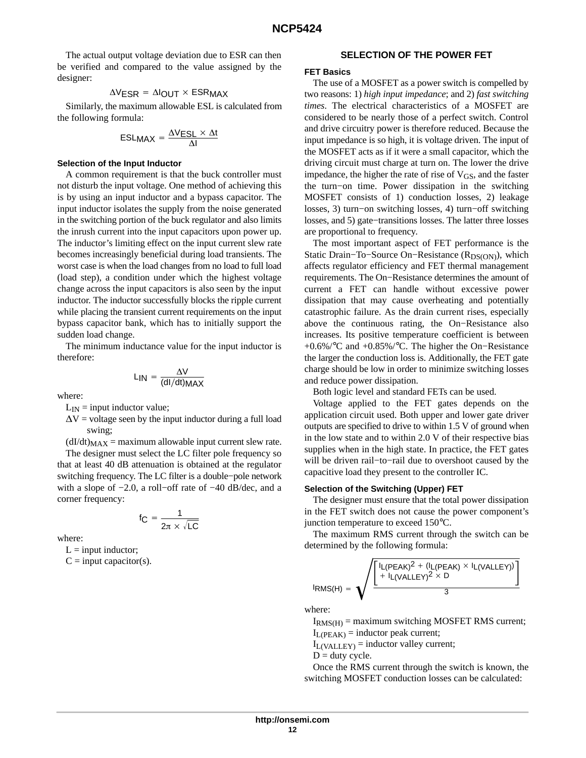The actual output voltage deviation due to ESR can then be verified and compared to the value assigned by the designer:

$$\Delta V_{ESR} = \Delta I_{OUT} \times ESR_{MAX}$$

Similarly, the maximum allowable ESL is calculated from the following formula:

$$ESL_{MAX} = \frac{\Delta V_{ESL} \times \Delta t}{\Delta I}$$

### Selection of the Input Inductor

A common requirement is that the buck controller must not disturb the input voltage. One method of achieving this is by using an input inductor and a bypass capacitor. The input inductor isolates the supply from the noise generated in the switching portion of the buck regulator and also limits the inrush current into the input capacitors upon power up. The inductor's limiting effect on the input current slew rate becomes increasingly beneficial during load transients. The worst case is when the load changes from no load to full load (load step), a condition under which the highest voltage change across the input capacitors is also seen by the input inductor. The inductor successfully blocks the ripple current while placing the transient current requirements on the input bypass capacitor bank, which has to initially support the sudden load change.

The minimum inductance value for the input inductor is therefore:

$$L_{IN} = \frac{\Delta V}{(dI/dt)_{MAX}}$$

where:

$L_{IN}$ = input inductor value;

$\Delta V$ = voltage seen by the input inductor during a full load swing;

$(dI/dt)_{MAX}$ = maximum allowable input current slew rate.

The designer must select the LC filter pole frequency so that at least 40 dB attenuation is obtained at the regulator switching frequency. The LC filter is a double−pole network with a slope of −2.0, a roll−off rate of −40 dB/dec, and a corner frequency:

$$f_C = \frac{1}{2\pi \times \sqrt{LC}}$$

where:

L = input inductor;

C = input capacitor(s).

## SELECTION OF THE POWER FET

### FET Basics

The use of a MOSFET as a power switch is compelled by two reasons: 1) *high input impedance*; and 2) *fast switching times*. The electrical characteristics of a MOSFET are considered to be nearly those of a perfect switch. Control and drive circuitry power is therefore reduced. Because the input impedance is so high, it is voltage driven. The input of the MOSFET acts as if it were a small capacitor, which the driving circuit must charge at turn on. The lower the drive impedance, the higher the rate of rise of $V_{GS}$, and the faster the turn−on time. Power dissipation in the switching MOSFET consists of 1) conduction losses, 2) leakage losses, 3) turn−on switching losses, 4) turn−off switching losses, and 5) gate−transitions losses. The latter three losses are proportional to frequency.

The most important aspect of FET performance is the Static Drain−To−Source On−Resistance ($R_{DS(ON)}$), which affects regulator efficiency and FET thermal management requirements. The On−Resistance determines the amount of current a FET can handle without excessive power dissipation that may cause overheating and potentially catastrophic failure. As the drain current rises, especially above the continuous rating, the On−Resistance also increases. Its positive temperature coefficient is between +0.6%/°C and +0.85%/°C. The higher the On−Resistance the larger the conduction loss is. Additionally, the FET gate charge should be low in order to minimize switching losses and reduce power dissipation.

Both logic level and standard FETs can be used.

Voltage applied to the FET gates depends on the application circuit used. Both upper and lower gate driver outputs are specified to drive to within 1.5 V of ground when in the low state and to within 2.0 V of their respective bias supplies when in the high state. In practice, the FET gates will be driven rail−to−rail due to overshoot caused by the capacitive load they present to the controller IC.

### Selection of the Switching (Upper) FET

The designer must ensure that the total power dissipation in the FET switch does not cause the power component's junction temperature to exceed 150°C.

The maximum RMS current through the switch can be determined by the following formula:

$$I_{RMS(H)} = \sqrt{\frac{\left[\begin{array}{l} I_{L(PEAK)}{}^2 + (I_{L(PEAK)} \times I_{L(VALLEY)}) \\ + I_{L(VALLEY)}{}^2 \times D \end{array}\right]}{3}}$$

where:

$I_{RMS(H)}$ = maximum switching MOSFET RMS current;

$I_{L(PEAK)}$ = inductor peak current;

$I_{L(VALLEY)}$ = inductor valley current;

D = duty cycle.

Once the RMS current through the switch is known, the switching MOSFET conduction losses can be calculated: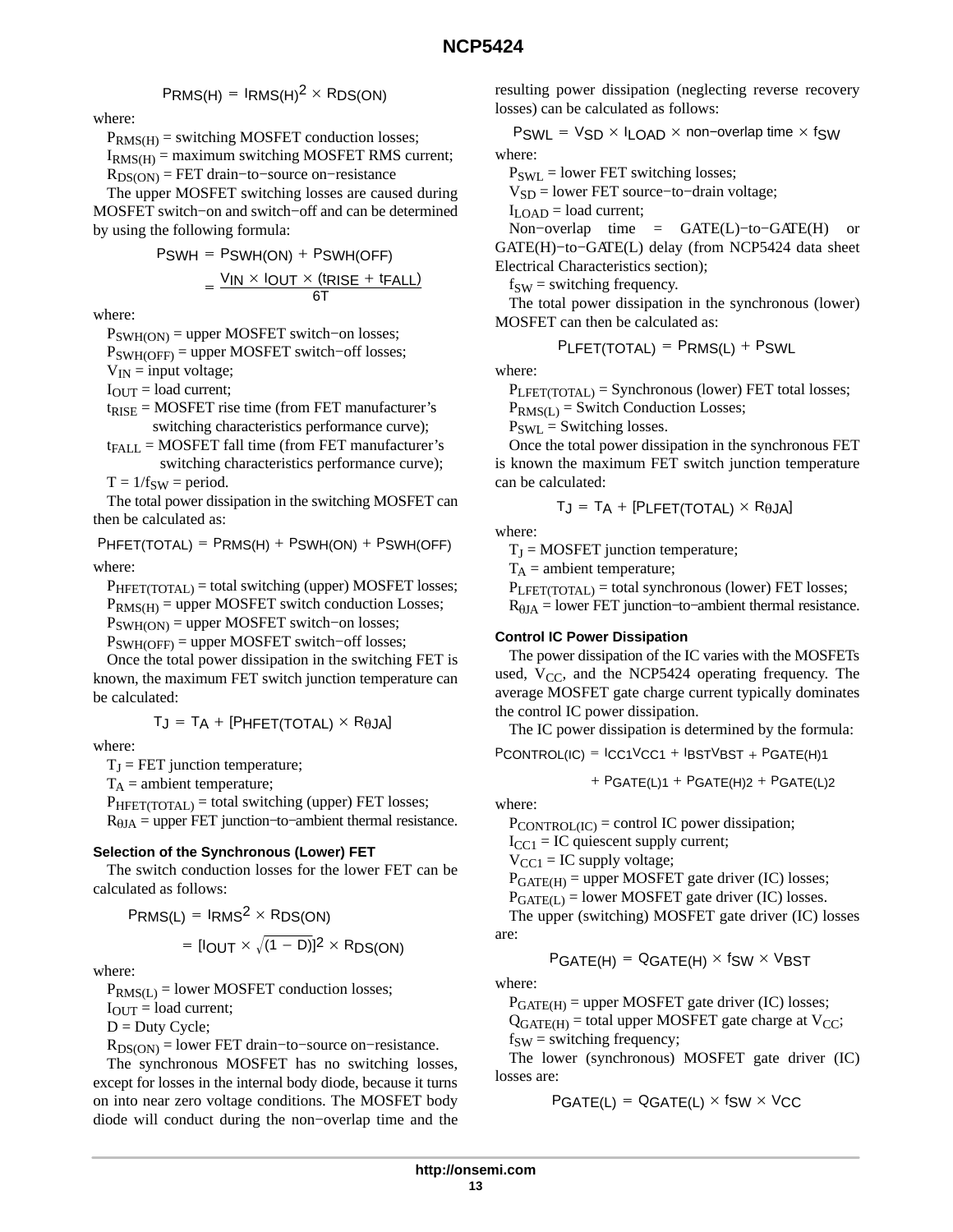$$P_{RMS(H)} = I_{RMS(H)}^2 \times R_{DS(ON)}$$

where:

$P_{RMS(H)}$ = switching MOSFET conduction losses;

$I_{RMS(H)}$ = maximum switching MOSFET RMS current;

$R_{DS(ON)}$ = FET drain−to−source on−resistance

The upper MOSFET switching losses are caused during MOSFET switch−on and switch−off and can be determined by using the following formula:

$$P_{SWH} = P_{SWH(ON)} + P_{SWH(OFF)}$$

$$= \frac{V_{IN} \times I_{OUT} \times (t_{RISE} + t_{FALL})}{6T}$$

where:

$P_{SWH(ON)}$ = upper MOSFET switch−on losses;

$P_{SWH(OFF)}$ = upper MOSFET switch−off losses;

$V_{IN}$ = input voltage;

$I_{OUT}$ = load current;

$t_{RISE}$ = MOSFET rise time (from FET manufacturer's switching characteristics performance curve);

$t_{FALL}$ = MOSFET fall time (from FET manufacturer's switching characteristics performance curve);

$T = 1/f_{SW}$ = period.

The total power dissipation in the switching MOSFET can then be calculated as:

$$P_{HFET(TOTAL)} = P_{RMS(H)} + P_{SWH(ON)} + P_{SWH(OFF)}$$

where:

$P_{HFET(TOTAL)}$ = total switching (upper) MOSFET losses;

$P_{RMS(H)}$ = upper MOSFET switch conduction Losses;

$P_{SWH(ON)}$ = upper MOSFET switch−on losses;

$P_{SWH(OFF)}$ = upper MOSFET switch−off losses;

Once the total power dissipation in the switching FET is known, the maximum FET switch junction temperature can be calculated:

$$T_J = T_A + [P_{HFET(TOTAL)} \times R_{\theta JA}]$$

where:

$T_J$ = FET junction temperature;

$T_A$ = ambient temperature;

$P_{HFET(TOTAL)}$ = total switching (upper) FET losses;

$R_{\theta JA}$ = upper FET junction−to−ambient thermal resistance.

#### Selection of the Synchronous (Lower) FET

The switch conduction losses for the lower FET can be calculated as follows:

$$P_{RMS(L)} = I_{RMS}^2 \times R_{DS(ON)}$$

$$= [I_{OUT} \times \sqrt{(1 - D)}]^2 \times R_{DS(ON)}$$

where:

$P_{RMS(L)}$ = lower MOSFET conduction losses;

$I_{OUT}$ = load current;

D = Duty Cycle;

$R_{DS(ON)}$ = lower FET drain−to−source on−resistance.

The synchronous MOSFET has no switching losses, except for losses in the internal body diode, because it turns on into near zero voltage conditions. The MOSFET body diode will conduct during the non−overlap time and the resulting power dissipation (neglecting reverse recovery losses) can be calculated as follows:

$$P_{SWL} = V_{SD} \times I_{LOAD} \times \text{non−overlap time} \times f_{SW}$$

where:

$P_{SWL}$ = lower FET switching losses;

$V_{SD}$ = lower FET source−to−drain voltage;

$I_{LOAD}$ = load current;

Non−overlap time = GATE(L)−to−GATE(H) or GATE(H)−to−GATE(L) delay (from NCP5424 data sheet Electrical Characteristics section);

$f_{SW}$ = switching frequency.

The total power dissipation in the synchronous (lower) MOSFET can then be calculated as:

$$P_{LFET(TOTAL)} = P_{RMS(L)} + P_{SWL}$$

where:

$P_{LFET(TOTAL)}$ = Synchronous (lower) FET total losses;

$P_{RMS(L)}$ = Switch Conduction Losses;

$P_{SWL}$ = Switching losses.

Once the total power dissipation in the synchronous FET is known the maximum FET switch junction temperature can be calculated:

$$T_J = T_A + [P_{LFET(TOTAL)} \times R_{\theta JA}]$$

where:

$T_J$ = MOSFET junction temperature;

$T_A$ = ambient temperature;

$P_{LFET(TOTAL)}$ = total synchronous (lower) FET losses;

$R_{\theta JA}$ = lower FET junction−to−ambient thermal resistance.

#### Control IC Power Dissipation

The power dissipation of the IC varies with the MOSFETs used, $V_{CC}$, and the NCP5424 operating frequency. The average MOSFET gate charge current typically dominates the control IC power dissipation.

The IC power dissipation is determined by the formula:

$$P_{CONTROL(IC)} = I_{CC1}V_{CC1} + I_{BST}V_{BST} + P_{GATE(H)1} + P_{GATE(L)1} + P_{GATE(H)2} + P_{GATE(L)2}$$

where:

$P_{CONTROL(IC)}$ = control IC power dissipation;

$I_{CC1}$ = IC quiescent supply current;

$V_{CC1}$ = IC supply voltage;

$P_{GATE(H)}$ = upper MOSFET gate driver (IC) losses;

$P_{GATE(L)}$ = lower MOSFET gate driver (IC) losses.

The upper (switching) MOSFET gate driver (IC) losses are:

$$P_{GATE(H)} = Q_{GATE(H)} \times f_{SW} \times V_{BST}$$

where:

$P_{GATE(H)}$ = upper MOSFET gate driver (IC) losses;

$Q_{GATE(H)}$ = total upper MOSFET gate charge at $V_{CC}$;

$f_{SW}$ = switching frequency;

The lower (synchronous) MOSFET gate driver (IC) losses are:

$$P_{GATE(L)} = Q_{GATE(L)} \times f_{SW} \times V_{CC}$$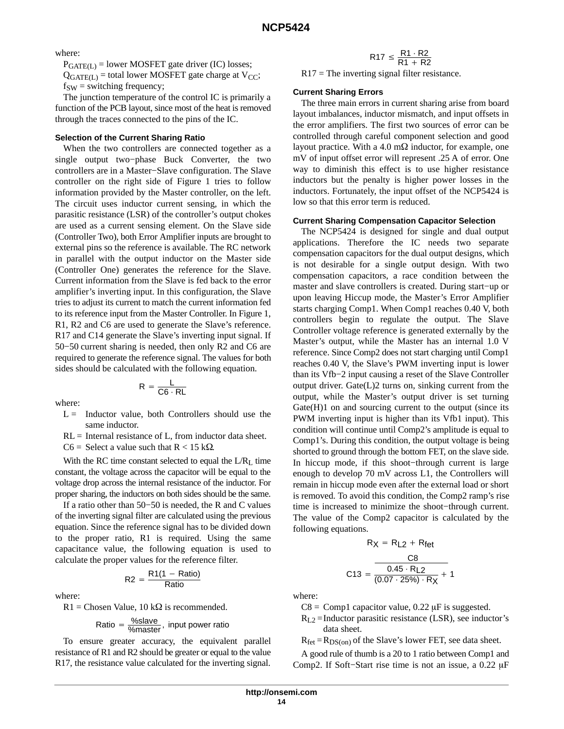where:

$P_{GATE(L)}$ = lower MOSFET gate driver (IC) losses;
$Q_{GATE(L)}$ = total lower MOSFET gate charge at $V_{CC}$;
$f_{SW}$ = switching frequency;

The junction temperature of the control IC is primarily a function of the PCB layout, since most of the heat is removed through the traces connected to the pins of the IC.

### Selection of the Current Sharing Ratio

When the two controllers are connected together as a single output two−phase Buck Converter, the two controllers are in a Master−Slave configuration. The Slave controller on the right side of Figure 1 tries to follow information provided by the Master controller, on the left. The circuit uses inductor current sensing, in which the parasitic resistance (LSR) of the controller's output chokes are used as a current sensing element. On the Slave side (Controller Two), both Error Amplifier inputs are brought to external pins so the reference is available. The RC network in parallel with the output inductor on the Master side (Controller One) generates the reference for the Slave. Current information from the Slave is fed back to the error amplifier's inverting input. In this configuration, the Slave tries to adjust its current to match the current information fed to its reference input from the Master Controller. In Figure 1, R1, R2 and C6 are used to generate the Slave's reference. R17 and C14 generate the Slave's inverting input signal. If 50−50 current sharing is needed, then only R2 and C6 are required to generate the reference signal. The values for both sides should be calculated with the following equation.

$$R = \frac{L}{C6 \cdot RL}$$

where:

- L = Inductor value, both Controllers should use the same inductor.
- RL = Internal resistance of L, from inductor data sheet.
- C6 = Select a value such that R < 15 kΩ.

With the RC time constant selected to equal the $L/R_L$ time constant, the voltage across the capacitor will be equal to the voltage drop across the internal resistance of the inductor. For proper sharing, the inductors on both sides should be the same.

If a ratio other than 50−50 is needed, the R and C values of the inverting signal filter are calculated using the previous equation. Since the reference signal has to be divided down to the proper ratio, R1 is required. Using the same capacitance value, the following equation is used to calculate the proper values for the reference filter.

$$R2 = \frac{R1(1 - \text{Ratio})}{\text{Ratio}}$$

where:

R1 = Chosen Value, 10 kΩ is recommended.

$$\text{Ratio} = \frac{\%\text{slave}}{\%\text{master}}, \text{ input power ratio}$$

To ensure greater accuracy, the equivalent parallel resistance of R1 and R2 should be greater or equal to the value R17, the resistance value calculated for the inverting signal.

$$R17 \le \frac{R1 \cdot R2}{R1 + R2}$$

R17 = The inverting signal filter resistance.

### Current Sharing Errors

The three main errors in current sharing arise from board layout imbalances, inductor mismatch, and input offsets in the error amplifiers. The first two sources of error can be controlled through careful component selection and good layout practice. With a 4.0 mΩ inductor, for example, one mV of input offset error will represent .25 A of error. One way to diminish this effect is to use higher resistance inductors but the penalty is higher power losses in the inductors. Fortunately, the input offset of the NCP5424 is low so that this error term is reduced.

### Current Sharing Compensation Capacitor Selection

The NCP5424 is designed for single and dual output applications. Therefore the IC needs two separate compensation capacitors for the dual output designs, which is not desirable for a single output design. With two compensation capacitors, a race condition between the master and slave controllers is created. During start−up or upon leaving Hiccup mode, the Master's Error Amplifier starts charging Comp1. When Comp1 reaches 0.40 V, both controllers begin to regulate the output. The Slave Controller voltage reference is generated externally by the Master's output, while the Master has an internal 1.0 V reference. Since Comp2 does not start charging until Comp1 reaches 0.40 V, the Slave's PWM inverting input is lower than its Vfb−2 input causing a reset of the Slave Controller output driver. Gate(L)2 turns on, sinking current from the output, while the Master's output driver is set turning Gate(H)1 on and sourcing current to the output (since its PWM inverting input is higher than its Vfb1 input). This condition will continue until Comp2's amplitude is equal to Comp1's. During this condition, the output voltage is being shorted to ground through the bottom FET, on the slave side. In hiccup mode, if this shoot−through current is large enough to develop 70 mV across L1, the Controllers will remain in hiccup mode even after the external load or short is removed. To avoid this condition, the Comp2 ramp's rise time is increased to minimize the shoot−through current. The value of the Comp2 capacitor is calculated by the following equations.

$$R_X = R_{L2} + R_{fet}$$

$$C13 = \frac{C8}{\frac{0.45 \cdot R_{L2}}{(0.07 \cdot 25\%) \cdot R_X} + 1}$$

where:

- C8 = Comp1 capacitor value, 0.22 μF is suggested.
- $R_{L2}$ = Inductor parasitic resistance (LSR), see inductor's data sheet.
- $R_{fet}$ = $R_{DS(on)}$ of the Slave's lower FET, see data sheet.

A good rule of thumb is a 20 to 1 ratio between Comp1 and Comp2. If Soft−Start rise time is not an issue, a 0.22 μF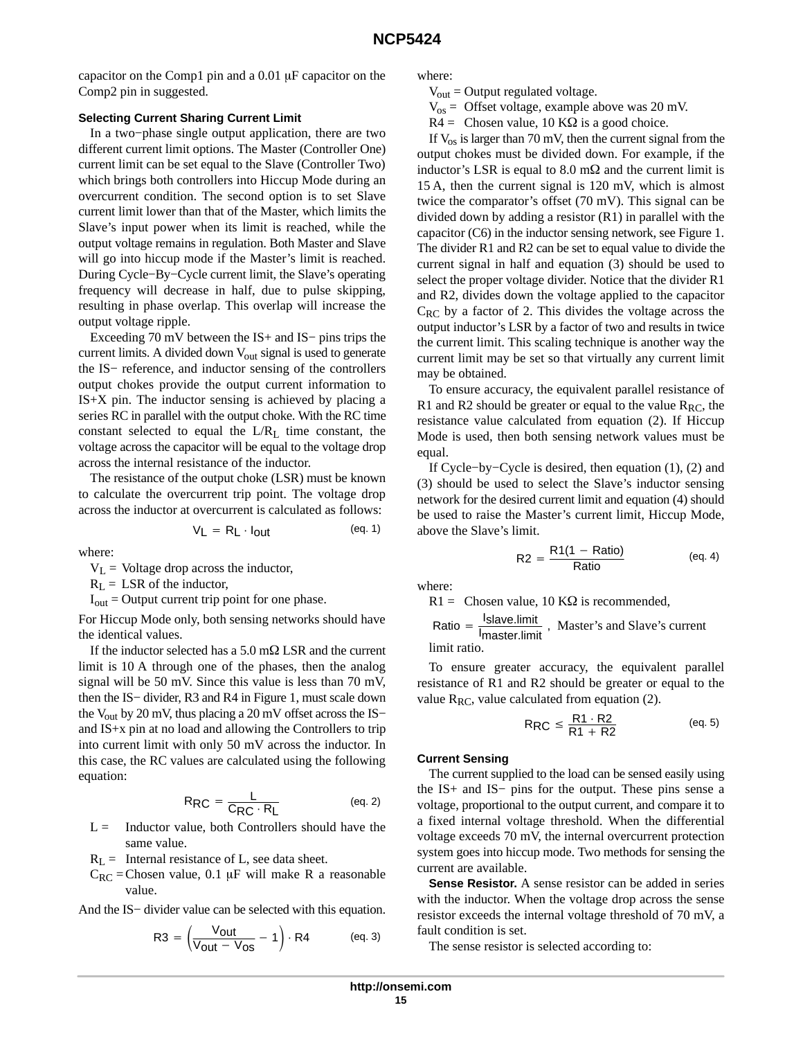capacitor on the Comp1 pin and a 0.01 μF capacitor on the Comp2 pin in suggested.

### Selecting Current Sharing Current Limit

In a two−phase single output application, there are two different current limit options. The Master (Controller One) current limit can be set equal to the Slave (Controller Two) which brings both controllers into Hiccup Mode during an overcurrent condition. The second option is to set Slave current limit lower than that of the Master, which limits the Slave's input power when its limit is reached, while the output voltage remains in regulation. Both Master and Slave will go into hiccup mode if the Master's limit is reached. During Cycle−By−Cycle current limit, the Slave's operating frequency will decrease in half, due to pulse skipping, resulting in phase overlap. This overlap will increase the output voltage ripple.

Exceeding 70 mV between the IS+ and IS− pins trips the current limits. A divided down $V_{out}$ signal is used to generate the IS− reference, and inductor sensing of the controllers output chokes provide the output current information to IS+X pin. The inductor sensing is achieved by placing a series RC in parallel with the output choke. With the RC time constant selected to equal the $L/R_L$ time constant, the voltage across the capacitor will be equal to the voltage drop across the internal resistance of the inductor.

The resistance of the output choke (LSR) must be known to calculate the overcurrent trip point. The voltage drop across the inductor at overcurrent is calculated as follows:

$$V_L = R_L \cdot I_{out} \quad \text{(eq. 1)}$$

where:

$V_L$ = Voltage drop across the inductor,
$R_L$ = LSR of the inductor,
$I_{out}$ = Output current trip point for one phase.

For Hiccup Mode only, both sensing networks should have the identical values.

If the inductor selected has a 5.0 mΩ LSR and the current limit is 10 A through one of the phases, then the analog signal will be 50 mV. Since this value is less than 70 mV, then the IS− divider, R3 and R4 in Figure 1, must scale down the $V_{out}$ by 20 mV, thus placing a 20 mV offset across the IS− and IS+x pin at no load and allowing the Controllers to trip into current limit with only 50 mV across the inductor. In this case, the RC values are calculated using the following equation:

$$R_{RC} = \frac{L}{C_{RC} \cdot R_L} \quad \text{(eq. 2)}$$

L = Inductor value, both Controllers should have the same value.
$R_L$ = Internal resistance of L, see data sheet.
$C_{RC}$ = Chosen value, 0.1 μF will make R a reasonable value.

And the IS− divider value can be selected with this equation.

$$R3 = \left(\frac{V_{out}}{V_{out} - V_{os}} - 1\right) \cdot R4 \quad \text{(eq. 3)}$$

where:

$V_{out}$ = Output regulated voltage.
$V_{os}$ = Offset voltage, example above was 20 mV.
R4 = Chosen value, 10 KΩ is a good choice.

If $V_{os}$ is larger than 70 mV, then the current signal from the output chokes must be divided down. For example, if the inductor's LSR is equal to 8.0 mΩ and the current limit is 15 A, then the current signal is 120 mV, which is almost twice the comparator's offset (70 mV). This signal can be divided down by adding a resistor (R1) in parallel with the capacitor (C6) in the inductor sensing network, see Figure 1. The divider R1 and R2 can be set to equal value to divide the current signal in half and equation (3) should be used to select the proper voltage divider. Notice that the divider R1 and R2, divides down the voltage applied to the capacitor $C_{RC}$ by a factor of 2. This divides the voltage across the output inductor's LSR by a factor of two and results in twice the current limit. This scaling technique is another way the current limit may be set so that virtually any current limit may be obtained.

To ensure accuracy, the equivalent parallel resistance of R1 and R2 should be greater or equal to the value $R_{RC}$, the resistance value calculated from equation (2). If Hiccup Mode is used, then both sensing network values must be equal.

If Cycle−by−Cycle is desired, then equation (1), (2) and (3) should be used to select the Slave's inductor sensing network for the desired current limit and equation (4) should be used to raise the Master's current limit, Hiccup Mode, above the Slave's limit.

$$R2 = \frac{R1(1 - \text{Ratio})}{\text{Ratio}} \quad \text{(eq. 4)}$$

where:

R1 = Chosen value, 10 KΩ is recommended,
$\text{Ratio} = \frac{I_{slave.limit}}{I_{master.limit}}$, Master's and Slave's current limit ratio.

To ensure greater accuracy, the equivalent parallel resistance of R1 and R2 should be greater or equal to the value $R_{RC}$, value calculated from equation (2).

$$R_{RC} \le \frac{R1 \cdot R2}{R1 + R2} \quad \text{(eq. 5)}$$

### Current Sensing

The current supplied to the load can be sensed easily using the IS+ and IS− pins for the output. These pins sense a voltage, proportional to the output current, and compare it to a fixed internal voltage threshold. When the differential voltage exceeds 70 mV, the internal overcurrent protection system goes into hiccup mode. Two methods for sensing the current are available.

**Sense Resistor.** A sense resistor can be added in series with the inductor. When the voltage drop across the sense resistor exceeds the internal voltage threshold of 70 mV, a fault condition is set.

The sense resistor is selected according to: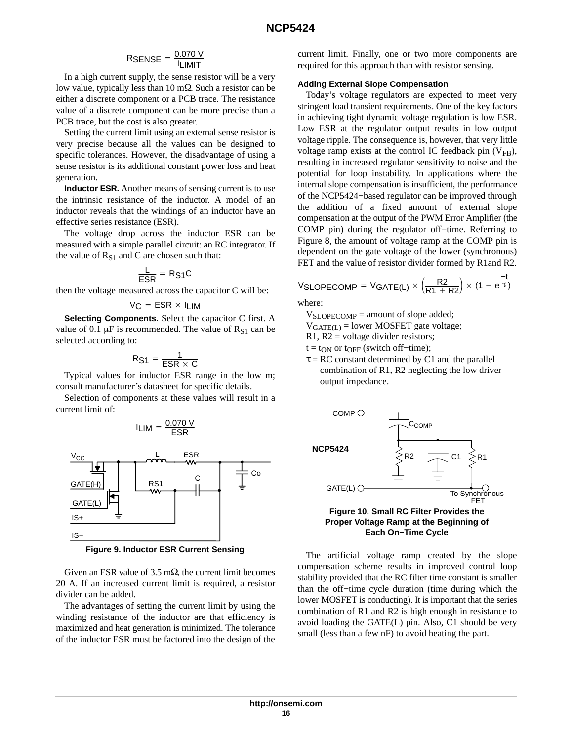$$R_{SENSE} = \frac{0.070\ V}{I_{LIMIT}}$$

In a high current supply, the sense resistor will be a very low value, typically less than 10 mΩ. Such a resistor can be either a discrete component or a PCB trace. The resistance value of a discrete component can be more precise than a PCB trace, but the cost is also greater.

Setting the current limit using an external sense resistor is very precise because all the values can be designed to specific tolerances. However, the disadvantage of using a sense resistor is its additional constant power loss and heat generation.

**Inductor ESR.** Another means of sensing current is to use the intrinsic resistance of the inductor. A model of an inductor reveals that the windings of an inductor have an effective series resistance (ESR).

The voltage drop across the inductor ESR can be measured with a simple parallel circuit: an RC integrator. If the value of $R_{S1}$ and C are chosen such that:

$$\frac{L}{ESR} = R_{S1}C$$

then the voltage measured across the capacitor C will be:

$$V_C = ESR \times I_{LIM}$$

**Selecting Components.** Select the capacitor C first. A value of 0.1 μF is recommended. The value of $R_{S1}$ can be selected according to:

$$R_{S1} = \frac{1}{ESR \times C}$$

Typical values for inductor ESR range in the low m; consult manufacturer's datasheet for specific details.

Selection of components at these values will result in a current limit of:

$$I_{LIM} = \frac{0.070\ V}{ESR}$$

Figure 9. Inductor ESR Current Sensing

Given an ESR value of 3.5 mΩ, the current limit becomes 20 A. If an increased current limit is required, a resistor divider can be added.

The advantages of setting the current limit by using the winding resistance of the inductor are that efficiency is maximized and heat generation is minimized. The tolerance of the inductor ESR must be factored into the design of the current limit. Finally, one or two more components are required for this approach than with resistor sensing.

### Adding External Slope Compensation

Today's voltage regulators are expected to meet very stringent load transient requirements. One of the key factors in achieving tight dynamic voltage regulation is low ESR. Low ESR at the regulator output results in low output voltage ripple. The consequence is, however, that very little voltage ramp exists at the control IC feedback pin ($V_{FB}$), resulting in increased regulator sensitivity to noise and the potential for loop instability. In applications where the internal slope compensation is insufficient, the performance of the NCP5424−based regulator can be improved through the addition of a fixed amount of external slope compensation at the output of the PWM Error Amplifier (the COMP pin) during the regulator off−time. Referring to Figure 8, the amount of voltage ramp at the COMP pin is dependent on the gate voltage of the lower (synchronous) FET and the value of resistor divider formed by R1and R2.

$$V_{SLOPECOMP} = V_{GATE(L)} \times \left(\frac{R2}{R1 + R2}\right) \times (1 - e^{\frac{-t}{\tau}})$$

where:

$V_{SLOPECOMP}$ = amount of slope added;
$V_{GATE(L)}$ = lower MOSFET gate voltage;
R1, R2 = voltage divider resistors;
t = $t_{ON}$ or $t_{OFF}$ (switch off−time);
τ = RC constant determined by C1 and the parallel combination of R1, R2 neglecting the low driver output impedance.

Figure 10. Small RC Filter Provides the Proper Voltage Ramp at the Beginning of Each On−Time Cycle

The artificial voltage ramp created by the slope compensation scheme results in improved control loop stability provided that the RC filter time constant is smaller than the off−time cycle duration (time during which the lower MOSFET is conducting). It is important that the series combination of R1 and R2 is high enough in resistance to avoid loading the GATE(L) pin. Also, C1 should be very small (less than a few nF) to avoid heating the part.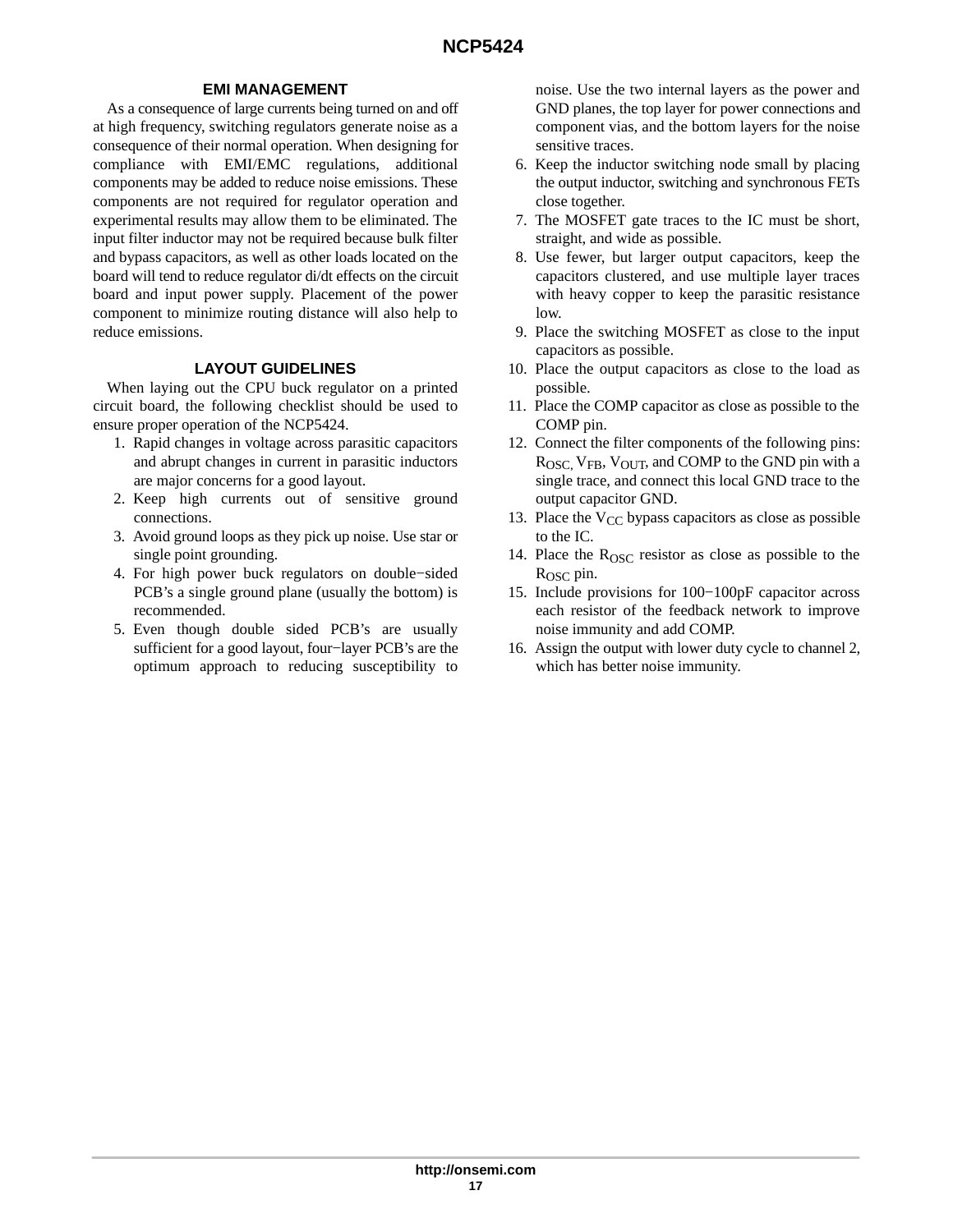## EMI MANAGEMENT

As a consequence of large currents being turned on and off at high frequency, switching regulators generate noise as a consequence of their normal operation. When designing for compliance with EMI/EMC regulations, additional components may be added to reduce noise emissions. These components are not required for regulator operation and experimental results may allow them to be eliminated. The input filter inductor may not be required because bulk filter and bypass capacitors, as well as other loads located on the board will tend to reduce regulator di/dt effects on the circuit board and input power supply. Placement of the power component to minimize routing distance will also help to reduce emissions.

## LAYOUT GUIDELINES

When laying out the CPU buck regulator on a printed circuit board, the following checklist should be used to ensure proper operation of the NCP5424.

1. Rapid changes in voltage across parasitic capacitors and abrupt changes in current in parasitic inductors are major concerns for a good layout.
2. Keep high currents out of sensitive ground connections.
3. Avoid ground loops as they pick up noise. Use star or single point grounding.
4. For high power buck regulators on double−sided PCB's a single ground plane (usually the bottom) is recommended.
5. Even though double sided PCB's are usually sufficient for a good layout, four−layer PCB's are the optimum approach to reducing susceptibility to noise. Use the two internal layers as the power and GND planes, the top layer for power connections and component vias, and the bottom layers for the noise sensitive traces.
6. Keep the inductor switching node small by placing the output inductor, switching and synchronous FETs close together.
7. The MOSFET gate traces to the IC must be short, straight, and wide as possible.
8. Use fewer, but larger output capacitors, keep the capacitors clustered, and use multiple layer traces with heavy copper to keep the parasitic resistance low.
9. Place the switching MOSFET as close to the input capacitors as possible.
10. Place the output capacitors as close to the load as possible.
11. Place the COMP capacitor as close as possible to the COMP pin.
12. Connect the filter components of the following pins: $R_{OSC}$, $V_{FB}$, $V_{OUT}$, and COMP to the GND pin with a single trace, and connect this local GND trace to the output capacitor GND.
13. Place the $V_{CC}$ bypass capacitors as close as possible to the IC.
14. Place the $R_{OSC}$ resistor as close as possible to the $R_{OSC}$ pin.
15. Include provisions for 100−100pF capacitor across each resistor of the feedback network to improve noise immunity and add COMP.
16. Assign the output with lower duty cycle to channel 2, which has better noise immunity.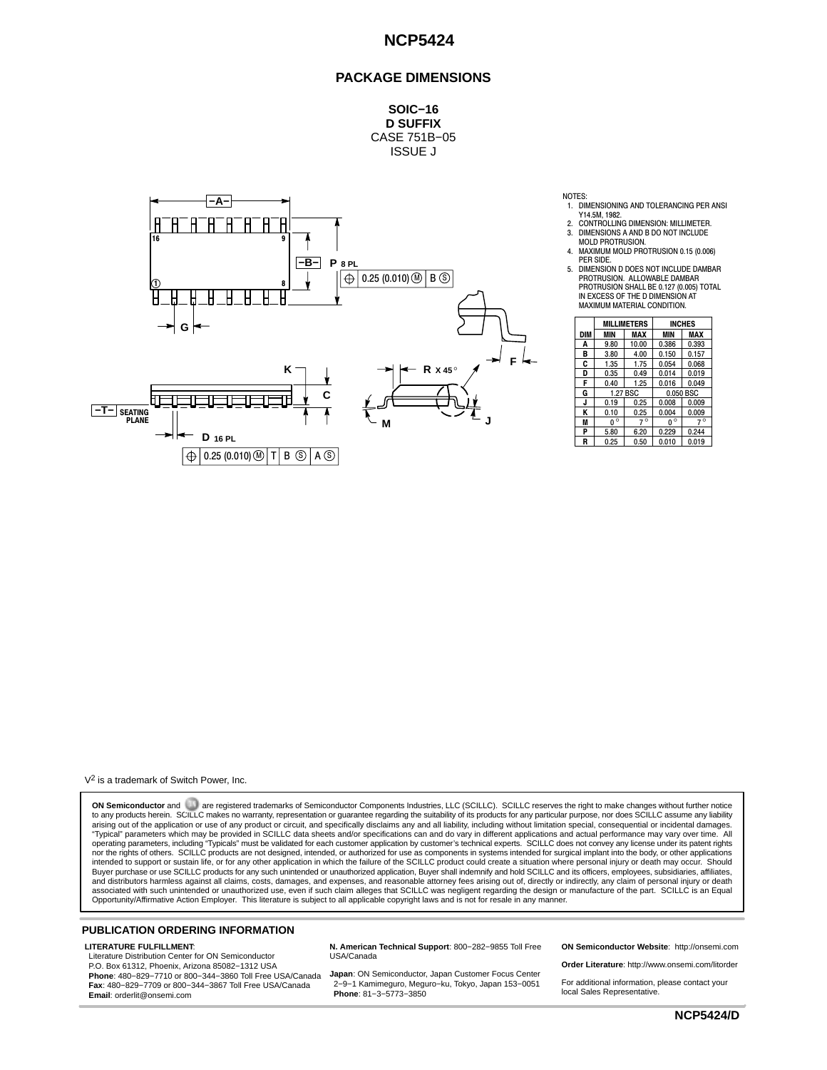## PACKAGE DIMENSIONS

**SOIC−16**
**D SUFFIX**
CASE 751B−05
ISSUE J

NOTES:
1. DIMENSIONING AND TOLERANCING PER ANSI Y14.5M, 1982.
2. CONTROLLING DIMENSION: MILLIMETER.
3. DIMENSIONS A AND B DO NOT INCLUDE MOLD PROTRUSION.
4. MAXIMUM MOLD PROTRUSION 0.15 (0.006) PER SIDE.
5. DIMENSION D DOES NOT INCLUDE DAMBAR PROTRUSION. ALLOWABLE DAMBAR PROTRUSION SHALL BE 0.127 (0.005) TOTAL IN EXCESS OF THE D DIMENSION AT MAXIMUM MATERIAL CONDITION.

| DIM | MILLIMETERS | | INCHES | |
|---|---|---|---|---|
| | MIN | MAX | MIN | MAX |
| A | 9.80 | 10.00 | 0.386 | 0.393 |
| B | 3.80 | 4.00 | 0.150 | 0.157 |
| C | 1.35 | 1.75 | 0.054 | 0.068 |
| D | 0.35 | 0.49 | 0.014 | 0.019 |
| F | 0.40 | 1.25 | 0.016 | 0.049 |
| G | 1.27 BSC | | 0.050 BSC | |
| J | 0.19 | 0.25 | 0.008 | 0.009 |
| K | 0.10 | 0.25 | 0.004 | 0.009 |
| M | 0° | 7° | 0° | 7° |
| P | 5.80 | 6.20 | 0.229 | 0.244 |
| R | 0.25 | 0.50 | 0.010 | 0.019 |

−A−
16
9
1
8
−B−
P 8 PL
0.25 (0.010) M B S
G
K
C
−T− SEATING PLANE
D 16 PL
0.25 (0.010) M T B S A S
R X 45°
F
M
J

$V^2$ is a trademark of Switch Power, Inc.

**ON Semiconductor** and are registered trademarks of Semiconductor Components Industries, LLC (SCILLC). SCILLC reserves the right to make changes without further notice to any products herein. SCILLC makes no warranty, representation or guarantee regarding the suitability of its products for any particular purpose, nor does SCILLC assume any liability arising out of the application or use of any product or circuit, and specifically disclaims any and all liability, including without limitation special, consequential or incidental damages. "Typical" parameters which may be provided in SCILLC data sheets and/or specifications can and do vary in different applications and actual performance may vary over time. All operating parameters, including "Typicals" must be validated for each customer application by customer's technical experts. SCILLC does not convey any license under its patent rights nor the rights of others. SCILLC products are not designed, intended, or authorized for use as components in systems intended for surgical implant into the body, or other applications intended to support or sustain life, or for any other application in which the failure of the SCILLC product could create a situation where personal injury or death may occur. Should Buyer purchase or use SCILLC products for any such unintended or unauthorized application, Buyer shall indemnify and hold SCILLC and its officers, employees, subsidiaries, affiliates, and distributors harmless against all claims, costs, damages, and expenses, and reasonable attorney fees arising out of, directly or indirectly, any claim of personal injury or death associated with such unintended or unauthorized use, even if such claim alleges that SCILLC was negligent regarding the design or manufacture of the part. SCILLC is an Equal Opportunity/Affirmative Action Employer. This literature is subject to all applicable copyright laws and is not for resale in any manner.

### PUBLICATION ORDERING INFORMATION

**LITERATURE FULFILLMENT**:
Literature Distribution Center for ON Semiconductor
P.O. Box 61312, Phoenix, Arizona 85082−1312 USA
**Phone**: 480−829−7710 or 800−344−3860 Toll Free USA/Canada
**Fax**: 480−829−7709 or 800−344−3867 Toll Free USA/Canada
**Email**: orderlit@onsemi.com

**N. American Technical Support**: 800−282−9855 Toll Free USA/Canada

**Japan**: ON Semiconductor, Japan Customer Focus Center 2−9−1 Kamimeguro, Meguro−ku, Tokyo, Japan 153−0051
**Phone**: 81−3−5773−3850

**ON Semiconductor Website**: http://onsemi.com

**Order Literature**: http://www.onsemi.com/litorder

For additional information, please contact your local Sales Representative.

**NCP5424/D**